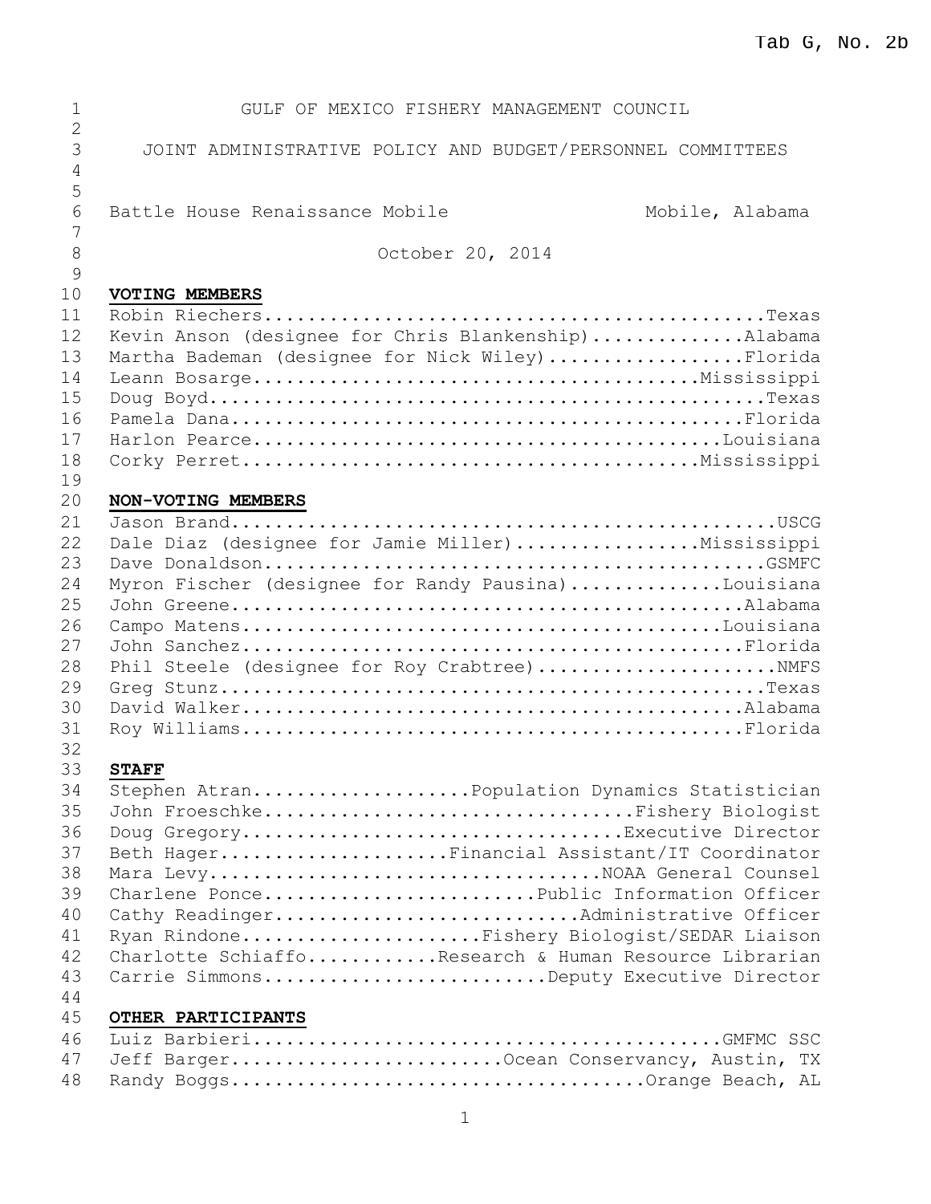Tab G, No. 2b

# GULF OF MEXICO FISHERY MANAGEMENT COUNCIL

## JOINT ADMINISTRATIVE POLICY AND BUDGET/PERSONNEL COMMITTEES

Battle House Renaissance Mobile Mobile, Alabama

October 20, 2014

**VOTING MEMBERS**

Robin Riechers...............................................Texas
Kevin Anson (designee for Chris Blankenship)..............Alabama
Martha Bademan (designee for Nick Wiley)..................Florida
Leann Bosarge.........................................Mississippi
Doug Boyd.....................................................Texas
Pamela Dana.................................................Florida
Harlon Pearce.............................................Louisiana
Corky Perret..........................................Mississippi

**NON-VOTING MEMBERS**

Jason Brand....................................................USCG
Dale Diaz (designee for Jamie Miller)................Mississippi
Dave Donaldson...............................................GSMFC
Myron Fischer (designee for Randy Pausina)..............Louisiana
John Greene.................................................Alabama
Campo Matens..............................................Louisiana
John Sanchez................................................Florida
Phil Steele (designee for Roy Crabtree).....................NMFS
Greg Stunz....................................................Texas
David Walker................................................Alabama
Roy Williams................................................Florida

**STAFF**

Stephen Atran....................Population Dynamics Statistician
John Froeschke.................................Fishery Biologist
Doug Gregory..................................Executive Director
Beth Hager....................Financial Assistant/IT Coordinator
Mara Levy...................................NOAA General Counsel
Charlene Ponce........................Public Information Officer
Cathy Readinger..........................Administrative Officer
Ryan Rindone.....................Fishery Biologist/SEDAR Liaison
Charlotte Schiaffo...........Research & Human Resource Librarian
Carrie Simmons.........................Deputy Executive Director

**OTHER PARTICIPANTS**

Luiz Barbieri............................................GMFMC SSC
Jeff Barger.......................Ocean Conservancy, Austin, TX
Randy Boggs....................................Orange Beach, AL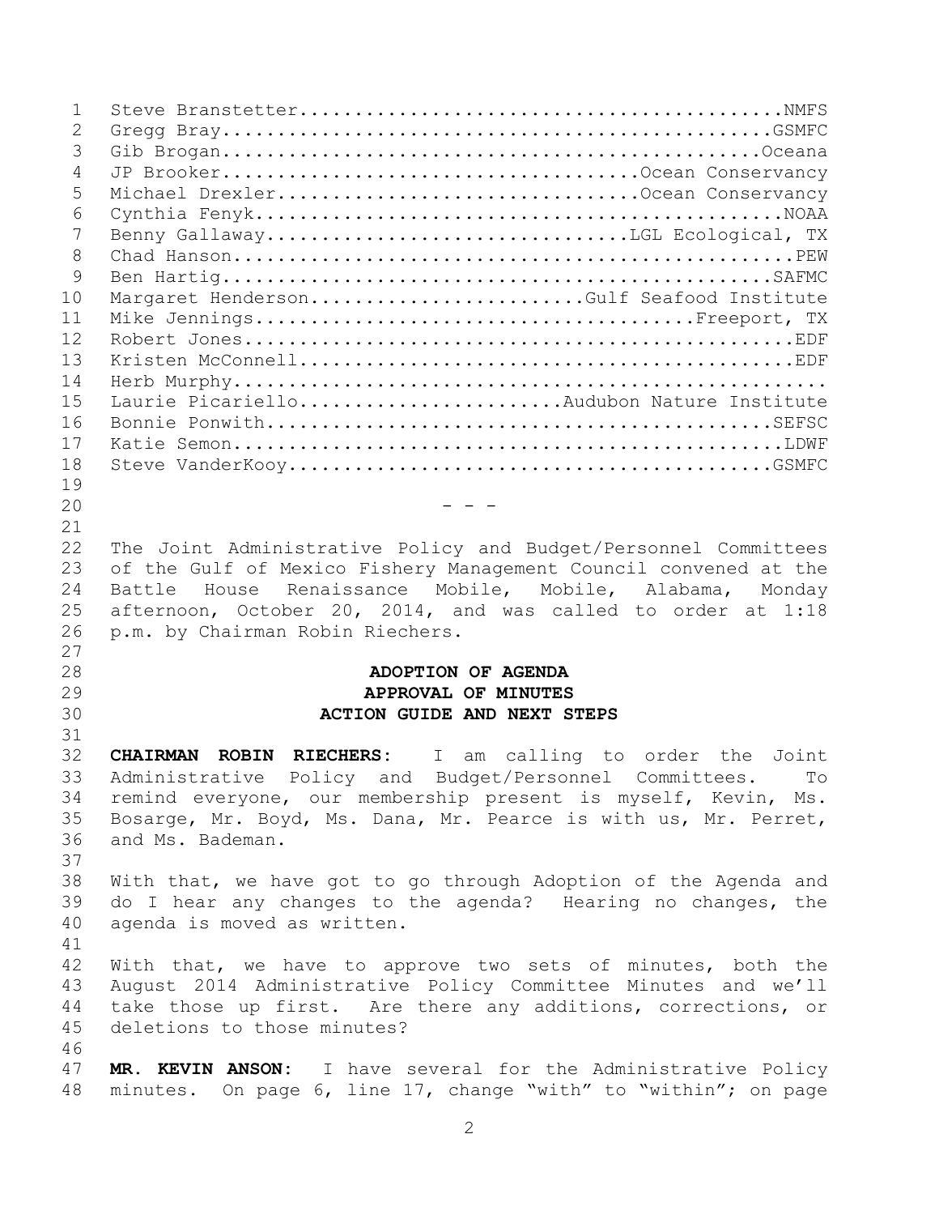Steve Branstetter...........................................NMFS
Gregg Bray.................................................GSMFC
Gib Brogan................................................Oceana
JP Brooker.................................Ocean Conservancy
Michael Drexler............................Ocean Conservancy
Cynthia Fenyk...............................................NOAA
Benny Gallaway.............................LGL Ecological, TX
Chad Hanson..................................................PEW
Ben Hartig.................................................SAFMC
Margaret Henderson......................Gulf Seafood Institute
Mike Jennings........................................Freeport, TX
Robert Jones.................................................EDF
Kristen McConnell...........................................EDF
Herb Murphy.....................................................
Laurie Picariello......................Audubon Nature Institute
Bonnie Ponwith.............................................SEFSC
Katie Semon..................................................LDWF
Steve VanderKooy..........................................GSMFC

- - -

The Joint Administrative Policy and Budget/Personnel Committees of the Gulf of Mexico Fishery Management Council convened at the Battle House Renaissance Mobile, Mobile, Alabama, Monday afternoon, October 20, 2014, and was called to order at 1:18 p.m. by Chairman Robin Riechers.

**ADOPTION OF AGENDA**
**APPROVAL OF MINUTES**
**ACTION GUIDE AND NEXT STEPS**

**CHAIRMAN ROBIN RIECHERS:** I am calling to order the Joint Administrative Policy and Budget/Personnel Committees. To remind everyone, our membership present is myself, Kevin, Ms. Bosarge, Mr. Boyd, Ms. Dana, Mr. Pearce is with us, Mr. Perret, and Ms. Bademan.

With that, we have got to go through Adoption of the Agenda and do I hear any changes to the agenda? Hearing no changes, the agenda is moved as written.

With that, we have to approve two sets of minutes, both the August 2014 Administrative Policy Committee Minutes and we'll take those up first. Are there any additions, corrections, or deletions to those minutes?

**MR. KEVIN ANSON:** I have several for the Administrative Policy minutes. On page 6, line 17, change "with" to "within"; on page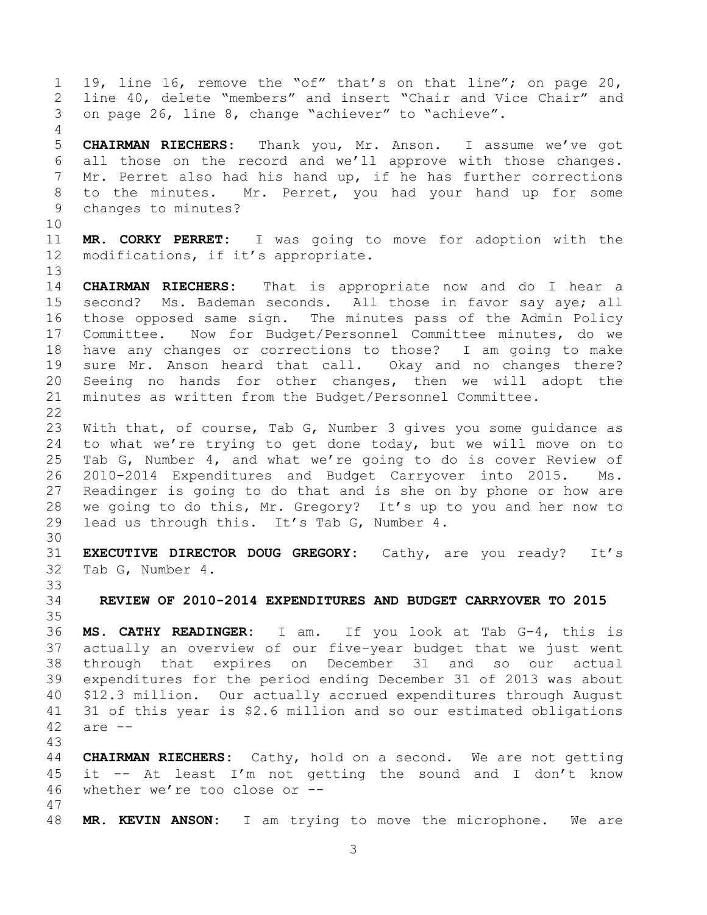19, line 16, remove the "of" that's on that line"; on page 20, line 40, delete "members" and insert "Chair and Vice Chair" and on page 26, line 8, change "achiever" to "achieve".

**CHAIRMAN RIECHERS:** Thank you, Mr. Anson. I assume we've got all those on the record and we'll approve with those changes. Mr. Perret also had his hand up, if he has further corrections to the minutes. Mr. Perret, you had your hand up for some changes to minutes?

**MR. CORKY PERRET:** I was going to move for adoption with the modifications, if it's appropriate.

**CHAIRMAN RIECHERS:** That is appropriate now and do I hear a second? Ms. Bademan seconds. All those in favor say aye; all those opposed same sign. The minutes pass of the Admin Policy Committee. Now for Budget/Personnel Committee minutes, do we have any changes or corrections to those? I am going to make sure Mr. Anson heard that call. Okay and no changes there? Seeing no hands for other changes, then we will adopt the minutes as written from the Budget/Personnel Committee.

With that, of course, Tab G, Number 3 gives you some guidance as to what we're trying to get done today, but we will move on to Tab G, Number 4, and what we're going to do is cover Review of 2010-2014 Expenditures and Budget Carryover into 2015. Ms. Readinger is going to do that and is she on by phone or how are we going to do this, Mr. Gregory? It's up to you and her now to lead us through this. It's Tab G, Number 4.

**EXECUTIVE DIRECTOR DOUG GREGORY:** Cathy, are you ready? It's Tab G, Number 4.

## REVIEW OF 2010-2014 EXPENDITURES AND BUDGET CARRYOVER TO 2015

**MS. CATHY READINGER:** I am. If you look at Tab G-4, this is actually an overview of our five-year budget that we just went through that expires on December 31 and so our actual expenditures for the period ending December 31 of 2013 was about $12.3 million. Our actually accrued expenditures through August 31 of this year is $2.6 million and so our estimated obligations are --

**CHAIRMAN RIECHERS:** Cathy, hold on a second. We are not getting it -- At least I'm not getting the sound and I don't know whether we're too close or --

**MR. KEVIN ANSON:** I am trying to move the microphone. We are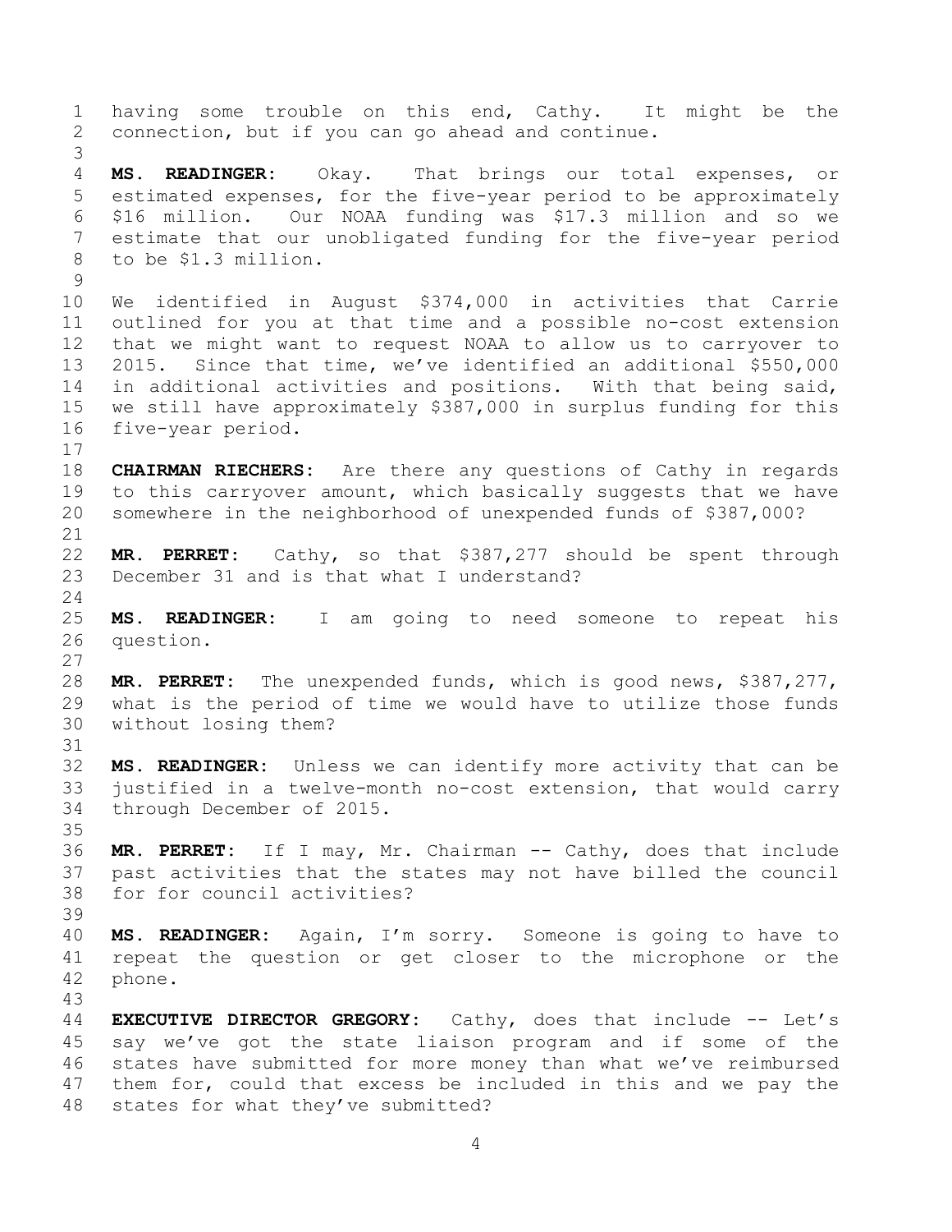having some trouble on this end, Cathy. It might be the connection, but if you can go ahead and continue.

**MS. READINGER:** Okay. That brings our total expenses, or estimated expenses, for the five-year period to be approximately $16 million. Our NOAA funding was $17.3 million and so we estimate that our unobligated funding for the five-year period to be $1.3 million.

We identified in August $374,000 in activities that Carrie outlined for you at that time and a possible no-cost extension that we might want to request NOAA to allow us to carryover to 2015. Since that time, we've identified an additional $550,000 in additional activities and positions. With that being said, we still have approximately $387,000 in surplus funding for this five-year period.

**CHAIRMAN RIECHERS:** Are there any questions of Cathy in regards to this carryover amount, which basically suggests that we have somewhere in the neighborhood of unexpended funds of $387,000?

**MR. PERRET:** Cathy, so that $387,277 should be spent through December 31 and is that what I understand?

**MS. READINGER:** I am going to need someone to repeat his question.

**MR. PERRET:** The unexpended funds, which is good news, $387,277, what is the period of time we would have to utilize those funds without losing them?

**MS. READINGER:** Unless we can identify more activity that can be justified in a twelve-month no-cost extension, that would carry through December of 2015.

**MR. PERRET:** If I may, Mr. Chairman -- Cathy, does that include past activities that the states may not have billed the council for for council activities?

**MS. READINGER:** Again, I'm sorry. Someone is going to have to repeat the question or get closer to the microphone or the phone.

**EXECUTIVE DIRECTOR GREGORY:** Cathy, does that include -- Let's say we've got the state liaison program and if some of the states have submitted for more money than what we've reimbursed them for, could that excess be included in this and we pay the states for what they've submitted?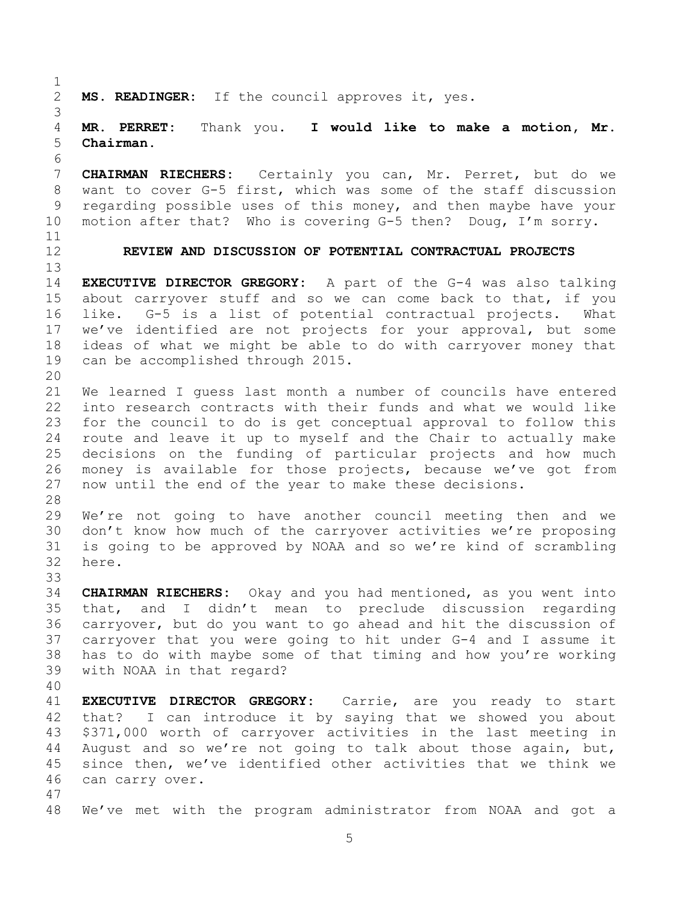**MS. READINGER:** If the council approves it, yes.

**MR. PERRET:** Thank you. **I would like to make a motion, Mr. Chairman.**

**CHAIRMAN RIECHERS:** Certainly you can, Mr. Perret, but do we want to cover G-5 first, which was some of the staff discussion regarding possible uses of this money, and then maybe have your motion after that? Who is covering G-5 then? Doug, I'm sorry.

## REVIEW AND DISCUSSION OF POTENTIAL CONTRACTUAL PROJECTS

**EXECUTIVE DIRECTOR GREGORY:** A part of the G-4 was also talking about carryover stuff and so we can come back to that, if you like. G-5 is a list of potential contractual projects. What we've identified are not projects for your approval, but some ideas of what we might be able to do with carryover money that can be accomplished through 2015.

We learned I guess last month a number of councils have entered into research contracts with their funds and what we would like for the council to do is get conceptual approval to follow this route and leave it up to myself and the Chair to actually make decisions on the funding of particular projects and how much money is available for those projects, because we've got from now until the end of the year to make these decisions.

We're not going to have another council meeting then and we don't know how much of the carryover activities we're proposing is going to be approved by NOAA and so we're kind of scrambling here.

**CHAIRMAN RIECHERS:** Okay and you had mentioned, as you went into that, and I didn't mean to preclude discussion regarding carryover, but do you want to go ahead and hit the discussion of carryover that you were going to hit under G-4 and I assume it has to do with maybe some of that timing and how you're working with NOAA in that regard?

**EXECUTIVE DIRECTOR GREGORY:** Carrie, are you ready to start that? I can introduce it by saying that we showed you about $371,000 worth of carryover activities in the last meeting in August and so we're not going to talk about those again, but, since then, we've identified other activities that we think we can carry over.

We've met with the program administrator from NOAA and got a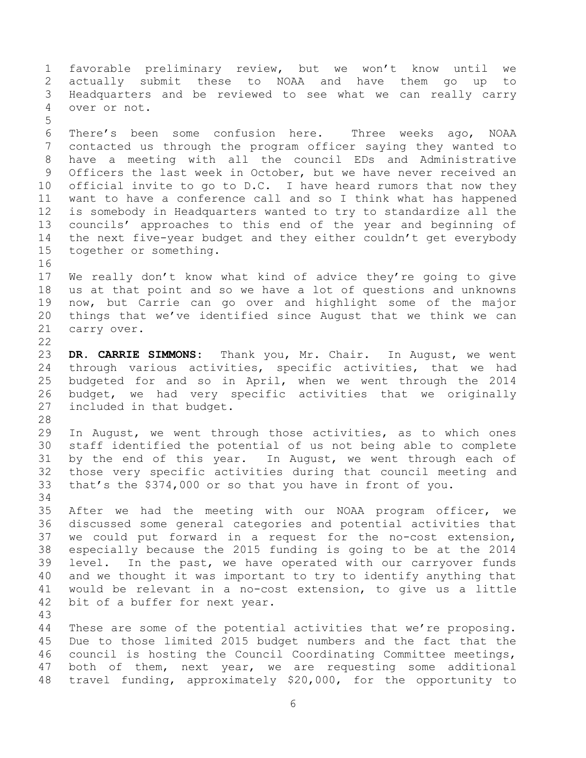favorable preliminary review, but we won't know until we actually submit these to NOAA and have them go up to Headquarters and be reviewed to see what we can really carry over or not.

There's been some confusion here. Three weeks ago, NOAA contacted us through the program officer saying they wanted to have a meeting with all the council EDs and Administrative Officers the last week in October, but we have never received an official invite to go to D.C. I have heard rumors that now they want to have a conference call and so I think what has happened is somebody in Headquarters wanted to try to standardize all the councils' approaches to this end of the year and beginning of the next five-year budget and they either couldn't get everybody together or something.

We really don't know what kind of advice they're going to give us at that point and so we have a lot of questions and unknowns now, but Carrie can go over and highlight some of the major things that we've identified since August that we think we can carry over.

**DR. CARRIE SIMMONS:** Thank you, Mr. Chair. In August, we went through various activities, specific activities, that we had budgeted for and so in April, when we went through the 2014 budget, we had very specific activities that we originally included in that budget.

In August, we went through those activities, as to which ones staff identified the potential of us not being able to complete by the end of this year. In August, we went through each of those very specific activities during that council meeting and that's the $374,000 or so that you have in front of you.

After we had the meeting with our NOAA program officer, we discussed some general categories and potential activities that we could put forward in a request for the no-cost extension, especially because the 2015 funding is going to be at the 2014 level. In the past, we have operated with our carryover funds and we thought it was important to try to identify anything that would be relevant in a no-cost extension, to give us a little bit of a buffer for next year.

These are some of the potential activities that we're proposing. Due to those limited 2015 budget numbers and the fact that the council is hosting the Council Coordinating Committee meetings, both of them, next year, we are requesting some additional travel funding, approximately $20,000, for the opportunity to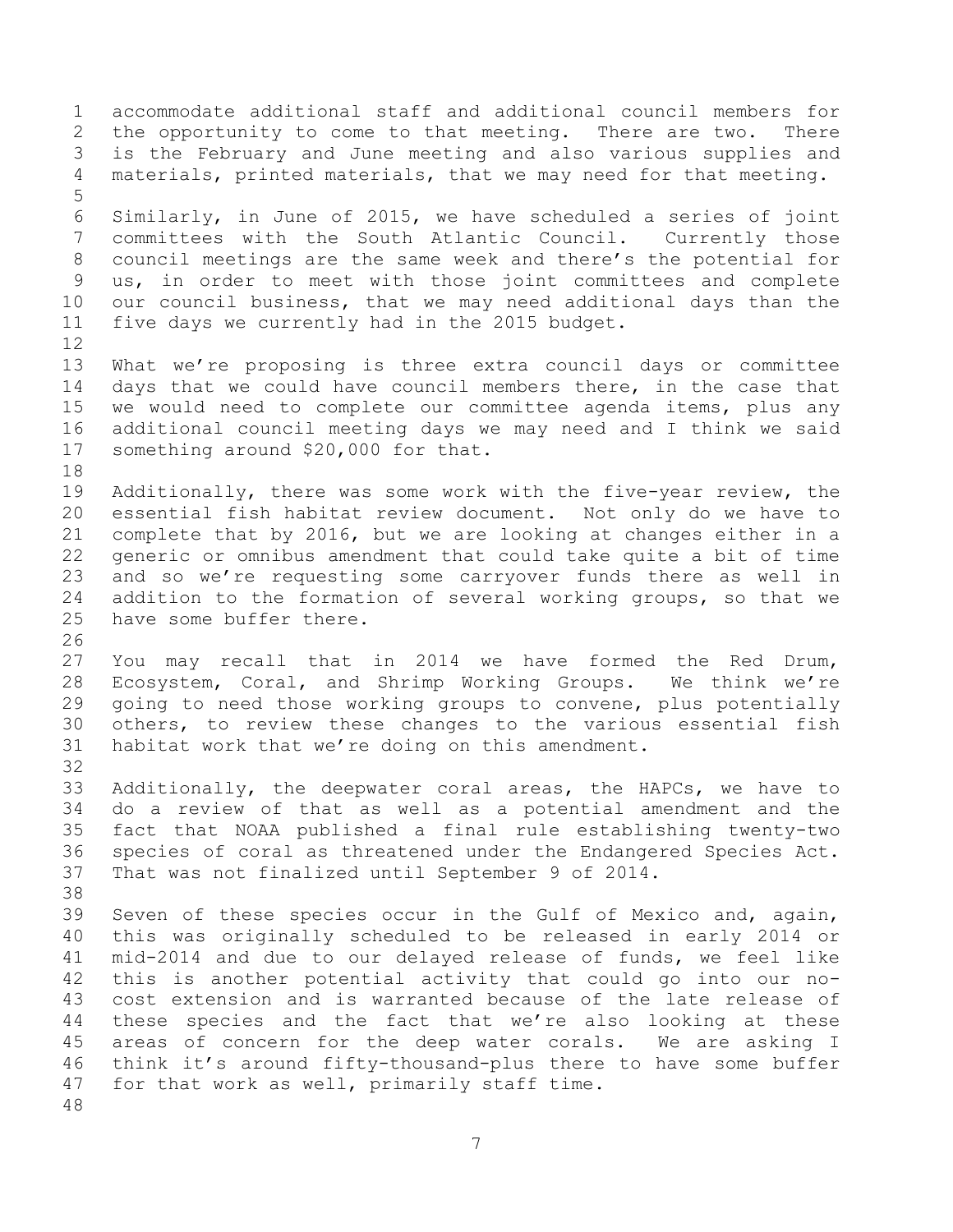accommodate additional staff and additional council members for the opportunity to come to that meeting. There are two. There is the February and June meeting and also various supplies and materials, printed materials, that we may need for that meeting.

Similarly, in June of 2015, we have scheduled a series of joint committees with the South Atlantic Council. Currently those council meetings are the same week and there's the potential for us, in order to meet with those joint committees and complete our council business, that we may need additional days than the five days we currently had in the 2015 budget.

What we're proposing is three extra council days or committee days that we could have council members there, in the case that we would need to complete our committee agenda items, plus any additional council meeting days we may need and I think we said something around $20,000 for that.

Additionally, there was some work with the five-year review, the essential fish habitat review document. Not only do we have to complete that by 2016, but we are looking at changes either in a generic or omnibus amendment that could take quite a bit of time and so we're requesting some carryover funds there as well in addition to the formation of several working groups, so that we have some buffer there.

You may recall that in 2014 we have formed the Red Drum, Ecosystem, Coral, and Shrimp Working Groups. We think we're going to need those working groups to convene, plus potentially others, to review these changes to the various essential fish habitat work that we're doing on this amendment.

Additionally, the deepwater coral areas, the HAPCs, we have to do a review of that as well as a potential amendment and the fact that NOAA published a final rule establishing twenty-two species of coral as threatened under the Endangered Species Act. That was not finalized until September 9 of 2014.

Seven of these species occur in the Gulf of Mexico and, again, this was originally scheduled to be released in early 2014 or mid-2014 and due to our delayed release of funds, we feel like this is another potential activity that could go into our no-cost extension and is warranted because of the late release of these species and the fact that we're also looking at these areas of concern for the deep water corals. We are asking I think it's around fifty-thousand-plus there to have some buffer for that work as well, primarily staff time.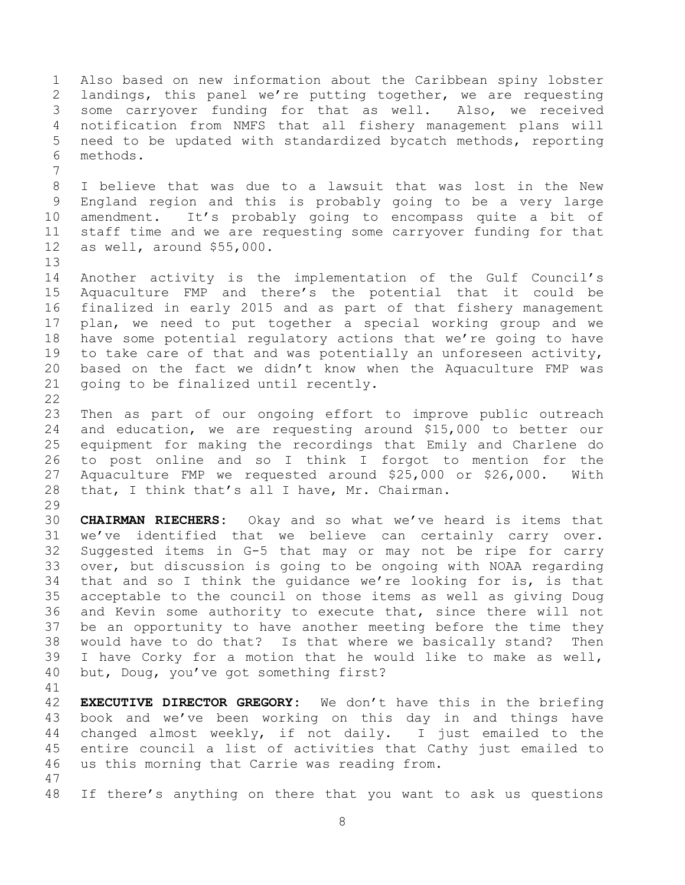Also based on new information about the Caribbean spiny lobster landings, this panel we're putting together, we are requesting some carryover funding for that as well. Also, we received notification from NMFS that all fishery management plans will need to be updated with standardized bycatch methods, reporting methods.

I believe that was due to a lawsuit that was lost in the New England region and this is probably going to be a very large amendment. It's probably going to encompass quite a bit of staff time and we are requesting some carryover funding for that as well, around $55,000.

Another activity is the implementation of the Gulf Council's Aquaculture FMP and there's the potential that it could be finalized in early 2015 and as part of that fishery management plan, we need to put together a special working group and we have some potential regulatory actions that we're going to have to take care of that and was potentially an unforeseen activity, based on the fact we didn't know when the Aquaculture FMP was going to be finalized until recently.

Then as part of our ongoing effort to improve public outreach and education, we are requesting around $15,000 to better our equipment for making the recordings that Emily and Charlene do to post online and so I think I forgot to mention for the Aquaculture FMP we requested around $25,000 or $26,000. With that, I think that's all I have, Mr. Chairman.

**CHAIRMAN RIECHERS:** Okay and so what we've heard is items that we've identified that we believe can certainly carry over. Suggested items in G-5 that may or may not be ripe for carry over, but discussion is going to be ongoing with NOAA regarding that and so I think the guidance we're looking for is, is that acceptable to the council on those items as well as giving Doug and Kevin some authority to execute that, since there will not be an opportunity to have another meeting before the time they would have to do that? Is that where we basically stand? Then I have Corky for a motion that he would like to make as well, but, Doug, you've got something first?

**EXECUTIVE DIRECTOR GREGORY:** We don't have this in the briefing book and we've been working on this day in and things have changed almost weekly, if not daily. I just emailed to the entire council a list of activities that Cathy just emailed to us this morning that Carrie was reading from.

If there's anything on there that you want to ask us questions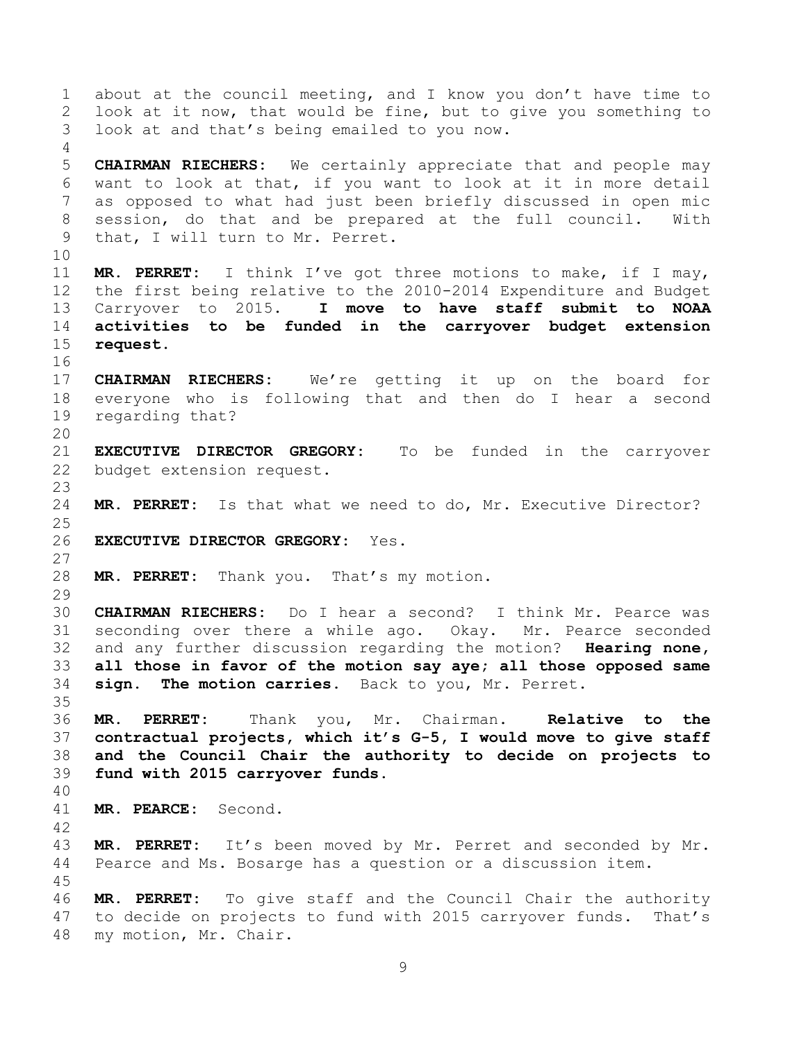about at the council meeting, and I know you don't have time to look at it now, that would be fine, but to give you something to look at and that's being emailed to you now.

**CHAIRMAN RIECHERS:** We certainly appreciate that and people may want to look at that, if you want to look at it in more detail as opposed to what had just been briefly discussed in open mic session, do that and be prepared at the full council. With that, I will turn to Mr. Perret.

**MR. PERRET:** I think I've got three motions to make, if I may, the first being relative to the 2010-2014 Expenditure and Budget Carryover to 2015. **I move to have staff submit to NOAA activities to be funded in the carryover budget extension request.**

**CHAIRMAN RIECHERS:** We're getting it up on the board for everyone who is following that and then do I hear a second regarding that?

**EXECUTIVE DIRECTOR GREGORY:** To be funded in the carryover budget extension request.

**MR. PERRET:** Is that what we need to do, Mr. Executive Director?

**EXECUTIVE DIRECTOR GREGORY:** Yes.

**MR. PERRET:** Thank you. That's my motion.

**CHAIRMAN RIECHERS:** Do I hear a second? I think Mr. Pearce was seconding over there a while ago. Okay. Mr. Pearce seconded and any further discussion regarding the motion? **Hearing none, all those in favor of the motion say aye; all those opposed same sign. The motion carries.** Back to you, Mr. Perret.

**MR. PERRET:** Thank you, Mr. Chairman. **Relative to the contractual projects, which it's G-5, I would move to give staff and the Council Chair the authority to decide on projects to fund with 2015 carryover funds.**

**MR. PEARCE:** Second.

**MR. PERRET:** It's been moved by Mr. Perret and seconded by Mr. Pearce and Ms. Bosarge has a question or a discussion item.

**MR. PERRET:** To give staff and the Council Chair the authority to decide on projects to fund with 2015 carryover funds. That's my motion, Mr. Chair.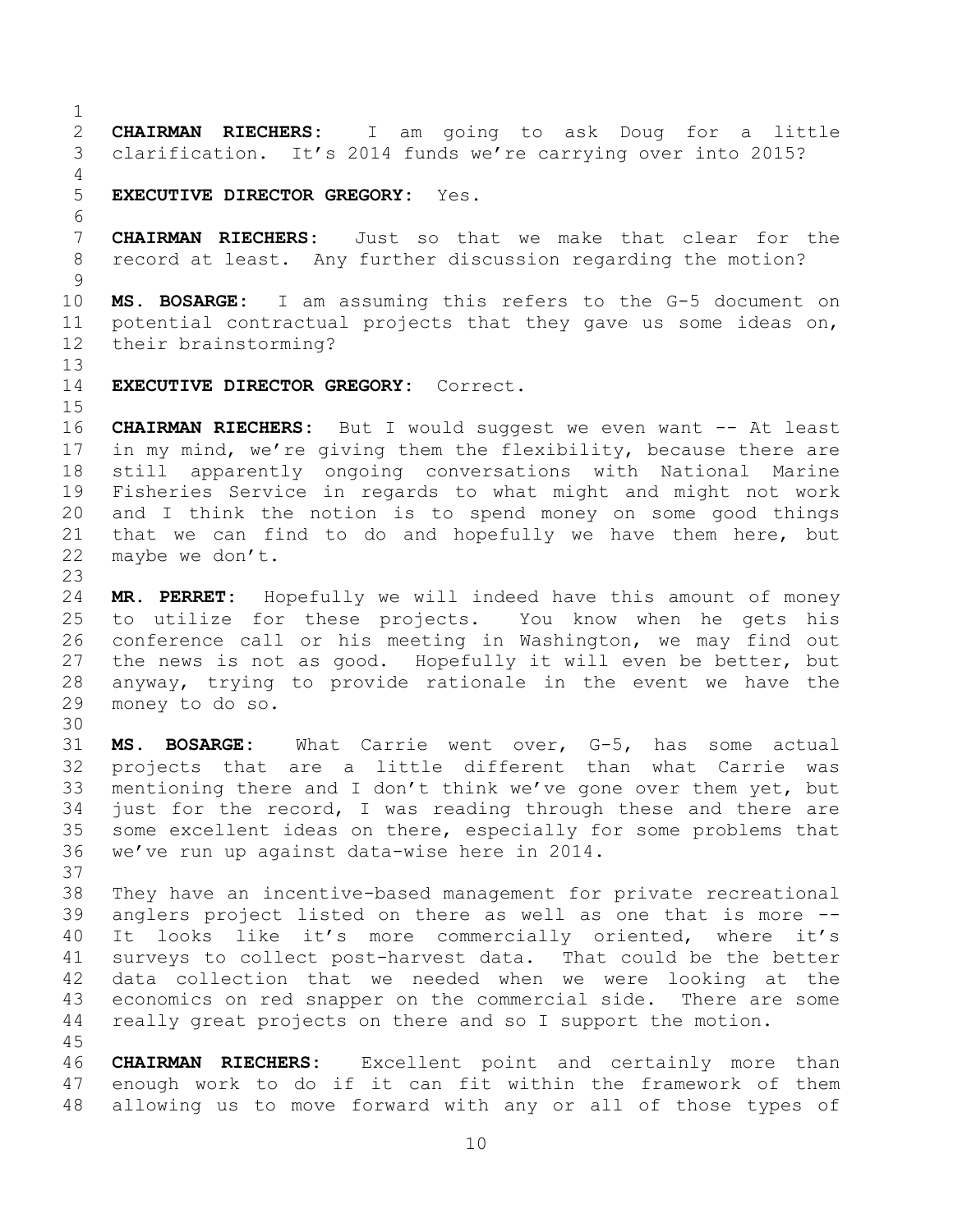**CHAIRMAN RIECHERS:** I am going to ask Doug for a little clarification. It's 2014 funds we're carrying over into 2015?

**EXECUTIVE DIRECTOR GREGORY:** Yes.

**CHAIRMAN RIECHERS:** Just so that we make that clear for the record at least. Any further discussion regarding the motion?

**MS. BOSARGE:** I am assuming this refers to the G-5 document on potential contractual projects that they gave us some ideas on, their brainstorming?

**EXECUTIVE DIRECTOR GREGORY:** Correct.

**CHAIRMAN RIECHERS:** But I would suggest we even want -- At least in my mind, we're giving them the flexibility, because there are still apparently ongoing conversations with National Marine Fisheries Service in regards to what might and might not work and I think the notion is to spend money on some good things that we can find to do and hopefully we have them here, but maybe we don't.

**MR. PERRET:** Hopefully we will indeed have this amount of money to utilize for these projects. You know when he gets his conference call or his meeting in Washington, we may find out the news is not as good. Hopefully it will even be better, but anyway, trying to provide rationale in the event we have the money to do so.

**MS. BOSARGE:** What Carrie went over, G-5, has some actual projects that are a little different than what Carrie was mentioning there and I don't think we've gone over them yet, but just for the record, I was reading through these and there are some excellent ideas on there, especially for some problems that we've run up against data-wise here in 2014.

They have an incentive-based management for private recreational anglers project listed on there as well as one that is more -- It looks like it's more commercially oriented, where it's surveys to collect post-harvest data. That could be the better data collection that we needed when we were looking at the economics on red snapper on the commercial side. There are some really great projects on there and so I support the motion.

**CHAIRMAN RIECHERS:** Excellent point and certainly more than enough work to do if it can fit within the framework of them allowing us to move forward with any or all of those types of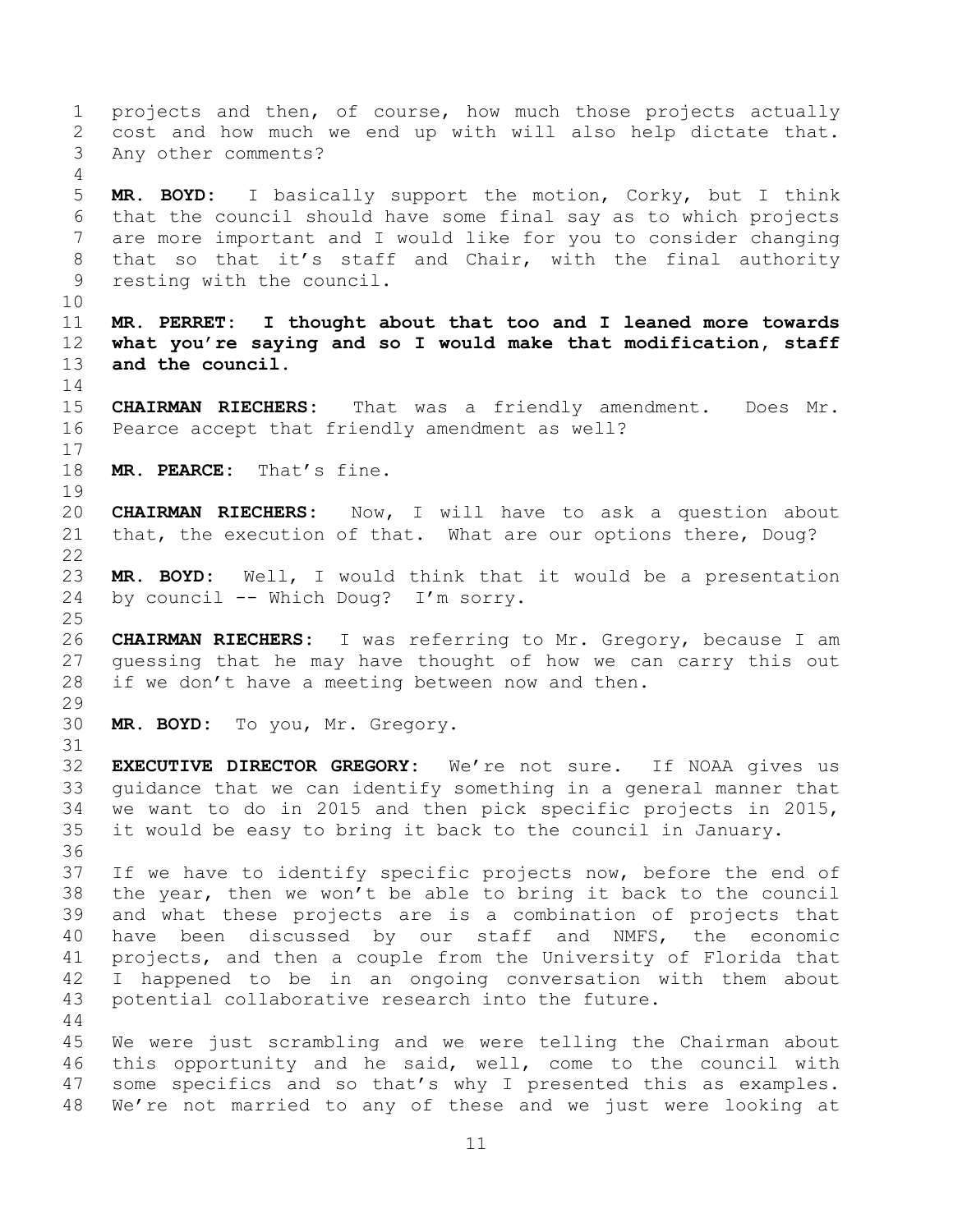projects and then, of course, how much those projects actually cost and how much we end up with will also help dictate that. Any other comments?

**MR. BOYD:** I basically support the motion, Corky, but I think that the council should have some final say as to which projects are more important and I would like for you to consider changing that so that it's staff and Chair, with the final authority resting with the council.

**MR. PERRET: I thought about that too and I leaned more towards what you're saying and so I would make that modification, staff and the council.**

**CHAIRMAN RIECHERS:** That was a friendly amendment. Does Mr. Pearce accept that friendly amendment as well?

**MR. PEARCE:** That's fine.

**CHAIRMAN RIECHERS:** Now, I will have to ask a question about that, the execution of that. What are our options there, Doug?

**MR. BOYD:** Well, I would think that it would be a presentation by council -- Which Doug? I'm sorry.

**CHAIRMAN RIECHERS:** I was referring to Mr. Gregory, because I am guessing that he may have thought of how we can carry this out if we don't have a meeting between now and then.

**MR. BOYD:** To you, Mr. Gregory.

**EXECUTIVE DIRECTOR GREGORY:** We're not sure. If NOAA gives us guidance that we can identify something in a general manner that we want to do in 2015 and then pick specific projects in 2015, it would be easy to bring it back to the council in January.

If we have to identify specific projects now, before the end of the year, then we won't be able to bring it back to the council and what these projects are is a combination of projects that have been discussed by our staff and NMFS, the economic projects, and then a couple from the University of Florida that I happened to be in an ongoing conversation with them about potential collaborative research into the future.

We were just scrambling and we were telling the Chairman about this opportunity and he said, well, come to the council with some specifics and so that's why I presented this as examples. We're not married to any of these and we just were looking at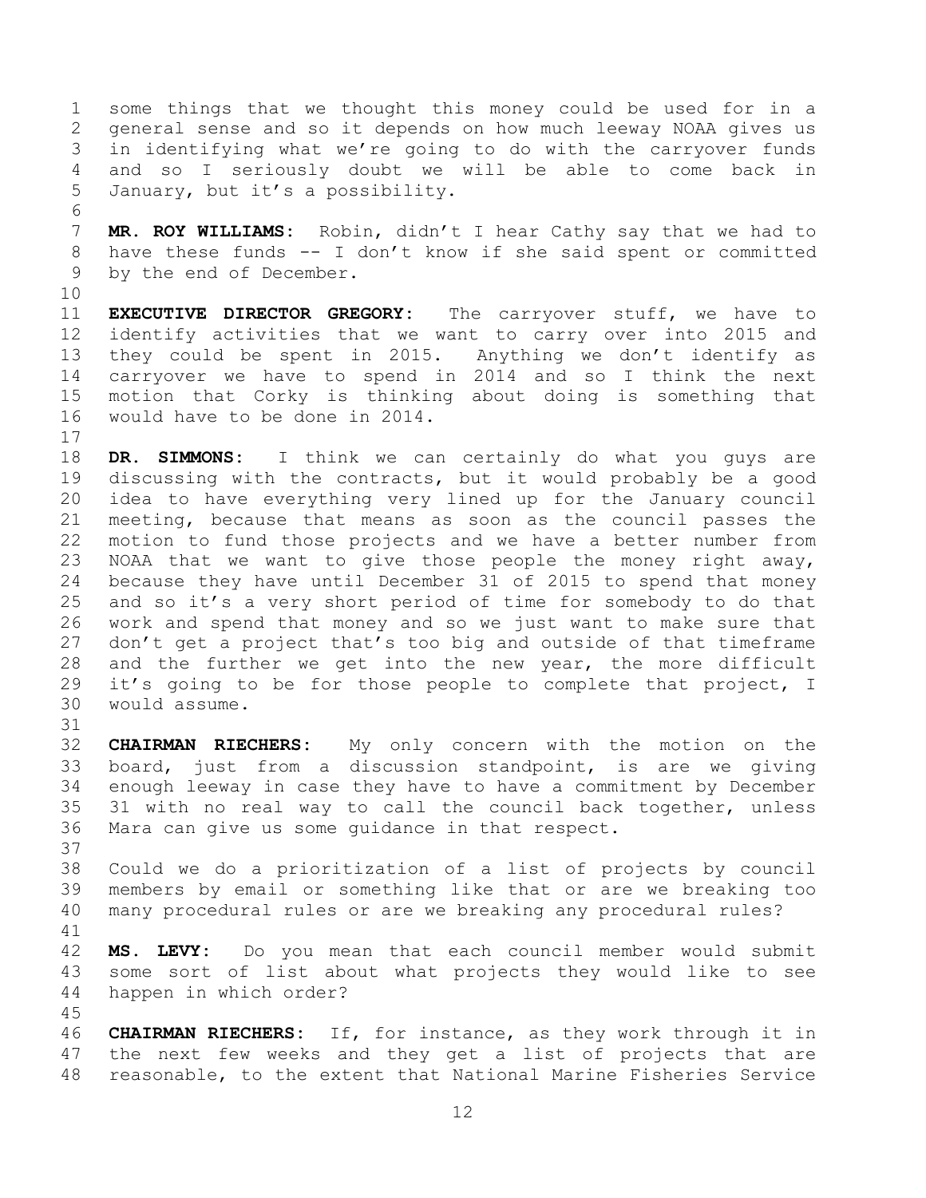some things that we thought this money could be used for in a general sense and so it depends on how much leeway NOAA gives us in identifying what we're going to do with the carryover funds and so I seriously doubt we will be able to come back in January, but it's a possibility.

**MR. ROY WILLIAMS:** Robin, didn't I hear Cathy say that we had to have these funds -- I don't know if she said spent or committed by the end of December.

**EXECUTIVE DIRECTOR GREGORY:** The carryover stuff, we have to identify activities that we want to carry over into 2015 and they could be spent in 2015. Anything we don't identify as carryover we have to spend in 2014 and so I think the next motion that Corky is thinking about doing is something that would have to be done in 2014.

**DR. SIMMONS:** I think we can certainly do what you guys are discussing with the contracts, but it would probably be a good idea to have everything very lined up for the January council meeting, because that means as soon as the council passes the motion to fund those projects and we have a better number from NOAA that we want to give those people the money right away, because they have until December 31 of 2015 to spend that money and so it's a very short period of time for somebody to do that work and spend that money and so we just want to make sure that don't get a project that's too big and outside of that timeframe and the further we get into the new year, the more difficult it's going to be for those people to complete that project, I would assume.

**CHAIRMAN RIECHERS:** My only concern with the motion on the board, just from a discussion standpoint, is are we giving enough leeway in case they have to have a commitment by December 31 with no real way to call the council back together, unless Mara can give us some guidance in that respect.

Could we do a prioritization of a list of projects by council members by email or something like that or are we breaking too many procedural rules or are we breaking any procedural rules?

**MS. LEVY:** Do you mean that each council member would submit some sort of list about what projects they would like to see happen in which order?

**CHAIRMAN RIECHERS:** If, for instance, as they work through it in the next few weeks and they get a list of projects that are reasonable, to the extent that National Marine Fisheries Service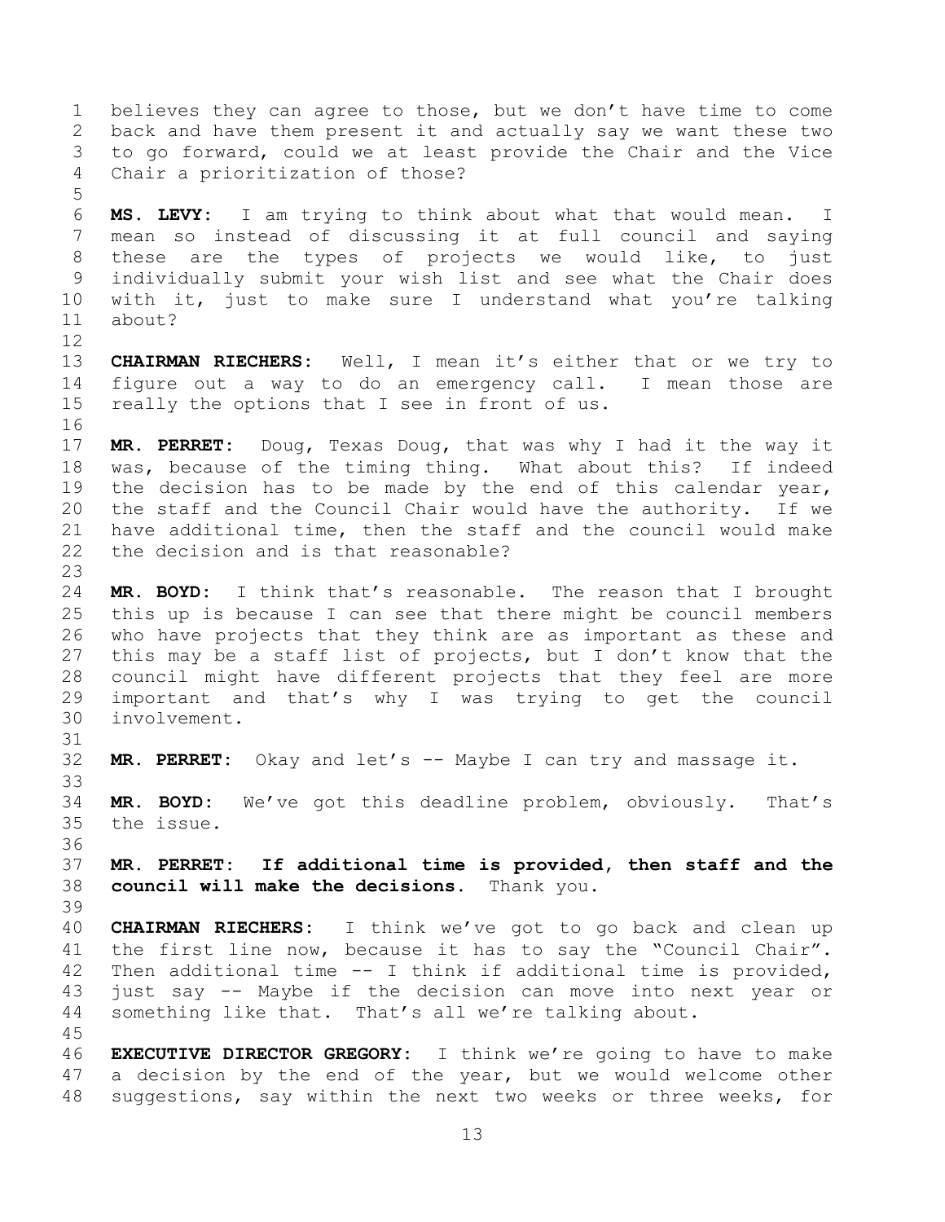believes they can agree to those, but we don't have time to come back and have them present it and actually say we want these two to go forward, could we at least provide the Chair and the Vice Chair a prioritization of those?

**MS. LEVY:** I am trying to think about what that would mean. I mean so instead of discussing it at full council and saying these are the types of projects we would like, to just individually submit your wish list and see what the Chair does with it, just to make sure I understand what you're talking about?

**CHAIRMAN RIECHERS:** Well, I mean it's either that or we try to figure out a way to do an emergency call. I mean those are really the options that I see in front of us.

**MR. PERRET:** Doug, Texas Doug, that was why I had it the way it was, because of the timing thing. What about this? If indeed the decision has to be made by the end of this calendar year, the staff and the Council Chair would have the authority. If we have additional time, then the staff and the council would make the decision and is that reasonable?

**MR. BOYD:** I think that's reasonable. The reason that I brought this up is because I can see that there might be council members who have projects that they think are as important as these and this may be a staff list of projects, but I don't know that the council might have different projects that they feel are more important and that's why I was trying to get the council involvement.

**MR. PERRET:** Okay and let's -- Maybe I can try and massage it.

**MR. BOYD:** We've got this deadline problem, obviously. That's the issue.

**MR. PERRET:** **If additional time is provided, then staff and the council will make the decisions.** Thank you.

**CHAIRMAN RIECHERS:** I think we've got to go back and clean up the first line now, because it has to say the "Council Chair". Then additional time -- I think if additional time is provided, just say -- Maybe if the decision can move into next year or something like that. That's all we're talking about.

**EXECUTIVE DIRECTOR GREGORY:** I think we're going to have to make a decision by the end of the year, but we would welcome other suggestions, say within the next two weeks or three weeks, for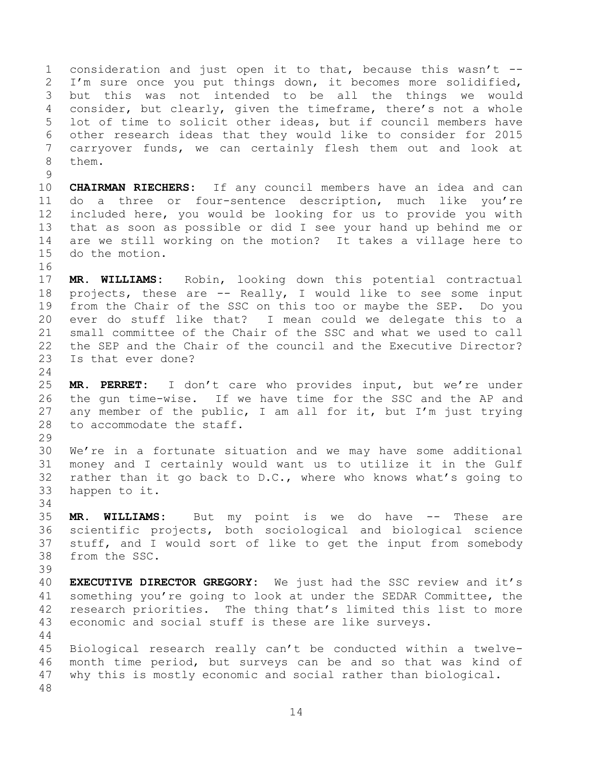consideration and just open it to that, because this wasn't -- I'm sure once you put things down, it becomes more solidified, but this was not intended to be all the things we would consider, but clearly, given the timeframe, there's not a whole lot of time to solicit other ideas, but if council members have other research ideas that they would like to consider for 2015 carryover funds, we can certainly flesh them out and look at them.

**CHAIRMAN RIECHERS:** If any council members have an idea and can do a three or four-sentence description, much like you're included here, you would be looking for us to provide you with that as soon as possible or did I see your hand up behind me or are we still working on the motion? It takes a village here to do the motion.

**MR. WILLIAMS:** Robin, looking down this potential contractual projects, these are -- Really, I would like to see some input from the Chair of the SSC on this too or maybe the SEP. Do you ever do stuff like that? I mean could we delegate this to a small committee of the Chair of the SSC and what we used to call the SEP and the Chair of the council and the Executive Director? Is that ever done?

**MR. PERRET:** I don't care who provides input, but we're under the gun time-wise. If we have time for the SSC and the AP and any member of the public, I am all for it, but I'm just trying to accommodate the staff.

We're in a fortunate situation and we may have some additional money and I certainly would want us to utilize it in the Gulf rather than it go back to D.C., where who knows what's going to happen to it.

**MR. WILLIAMS:** But my point is we do have -- These are scientific projects, both sociological and biological science stuff, and I would sort of like to get the input from somebody from the SSC.

**EXECUTIVE DIRECTOR GREGORY:** We just had the SSC review and it's something you're going to look at under the SEDAR Committee, the research priorities. The thing that's limited this list to more economic and social stuff is these are like surveys.

Biological research really can't be conducted within a twelve-month time period, but surveys can be and so that was kind of why this is mostly economic and social rather than biological.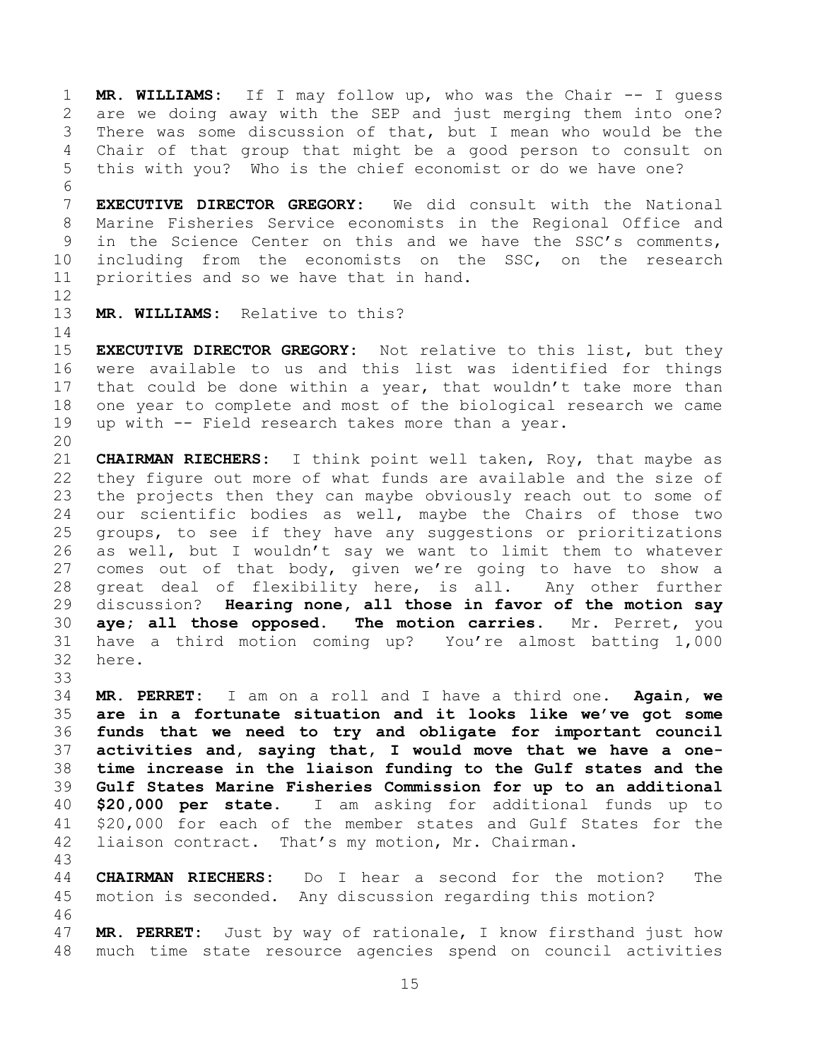**MR. WILLIAMS:** If I may follow up, who was the Chair -- I guess are we doing away with the SEP and just merging them into one? There was some discussion of that, but I mean who would be the Chair of that group that might be a good person to consult on this with you? Who is the chief economist or do we have one?

**EXECUTIVE DIRECTOR GREGORY:** We did consult with the National Marine Fisheries Service economists in the Regional Office and in the Science Center on this and we have the SSC's comments, including from the economists on the SSC, on the research priorities and so we have that in hand.

**MR. WILLIAMS:** Relative to this?

**EXECUTIVE DIRECTOR GREGORY:** Not relative to this list, but they were available to us and this list was identified for things that could be done within a year, that wouldn't take more than one year to complete and most of the biological research we came up with -- Field research takes more than a year.

**CHAIRMAN RIECHERS:** I think point well taken, Roy, that maybe as they figure out more of what funds are available and the size of the projects then they can maybe obviously reach out to some of our scientific bodies as well, maybe the Chairs of those two groups, to see if they have any suggestions or prioritizations as well, but I wouldn't say we want to limit them to whatever comes out of that body, given we're going to have to show a great deal of flexibility here, is all. Any other further discussion? **Hearing none, all those in favor of the motion say aye; all those opposed. The motion carries.** Mr. Perret, you have a third motion coming up? You're almost batting 1,000 here.

**MR. PERRET:** I am on a roll and I have a third one. **Again, we are in a fortunate situation and it looks like we've got some funds that we need to try and obligate for important council activities and, saying that, I would move that we have a one-time increase in the liaison funding to the Gulf states and the Gulf States Marine Fisheries Commission for up to an additional $20,000 per state.** I am asking for additional funds up to $20,000 for each of the member states and Gulf States for the liaison contract. That's my motion, Mr. Chairman.

**CHAIRMAN RIECHERS:** Do I hear a second for the motion? The motion is seconded. Any discussion regarding this motion?

**MR. PERRET:** Just by way of rationale, I know firsthand just how much time state resource agencies spend on council activities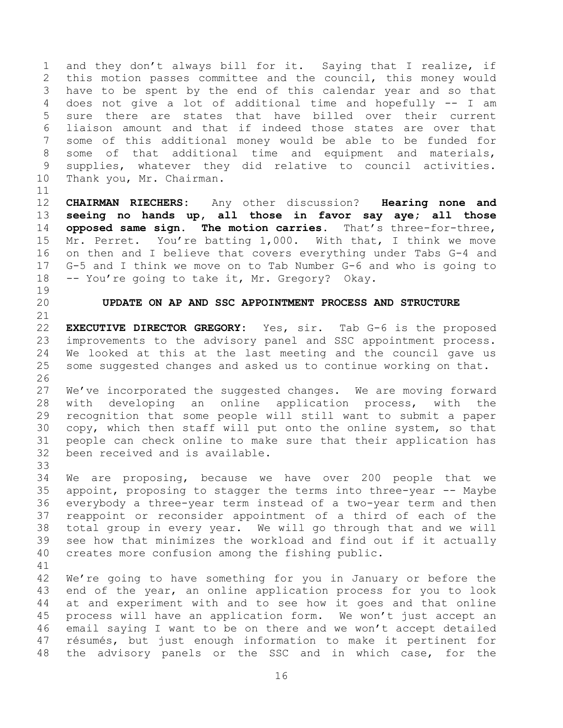and they don't always bill for it. Saying that I realize, if this motion passes committee and the council, this money would have to be spent by the end of this calendar year and so that does not give a lot of additional time and hopefully -- I am sure there are states that have billed over their current liaison amount and that if indeed those states are over that some of this additional money would be able to be funded for some of that additional time and equipment and materials, supplies, whatever they did relative to council activities. Thank you, Mr. Chairman.

**CHAIRMAN RIECHERS:** Any other discussion? **Hearing none and seeing no hands up, all those in favor say aye; all those opposed same sign. The motion carries.** That's three-for-three, Mr. Perret. You're batting 1,000. With that, I think we move on then and I believe that covers everything under Tabs G-4 and G-5 and I think we move on to Tab Number G-6 and who is going to -- You're going to take it, Mr. Gregory? Okay.

## UPDATE ON AP AND SSC APPOINTMENT PROCESS AND STRUCTURE

**EXECUTIVE DIRECTOR GREGORY:** Yes, sir. Tab G-6 is the proposed improvements to the advisory panel and SSC appointment process. We looked at this at the last meeting and the council gave us some suggested changes and asked us to continue working on that.

We've incorporated the suggested changes. We are moving forward with developing an online application process, with the recognition that some people will still want to submit a paper copy, which then staff will put onto the online system, so that people can check online to make sure that their application has been received and is available.

We are proposing, because we have over 200 people that we appoint, proposing to stagger the terms into three-year -- Maybe everybody a three-year term instead of a two-year term and then reappoint or reconsider appointment of a third of each of the total group in every year. We will go through that and we will see how that minimizes the workload and find out if it actually creates more confusion among the fishing public.

We're going to have something for you in January or before the end of the year, an online application process for you to look at and experiment with and to see how it goes and that online process will have an application form. We won't just accept an email saying I want to be on there and we won't accept detailed résumés, but just enough information to make it pertinent for the advisory panels or the SSC and in which case, for the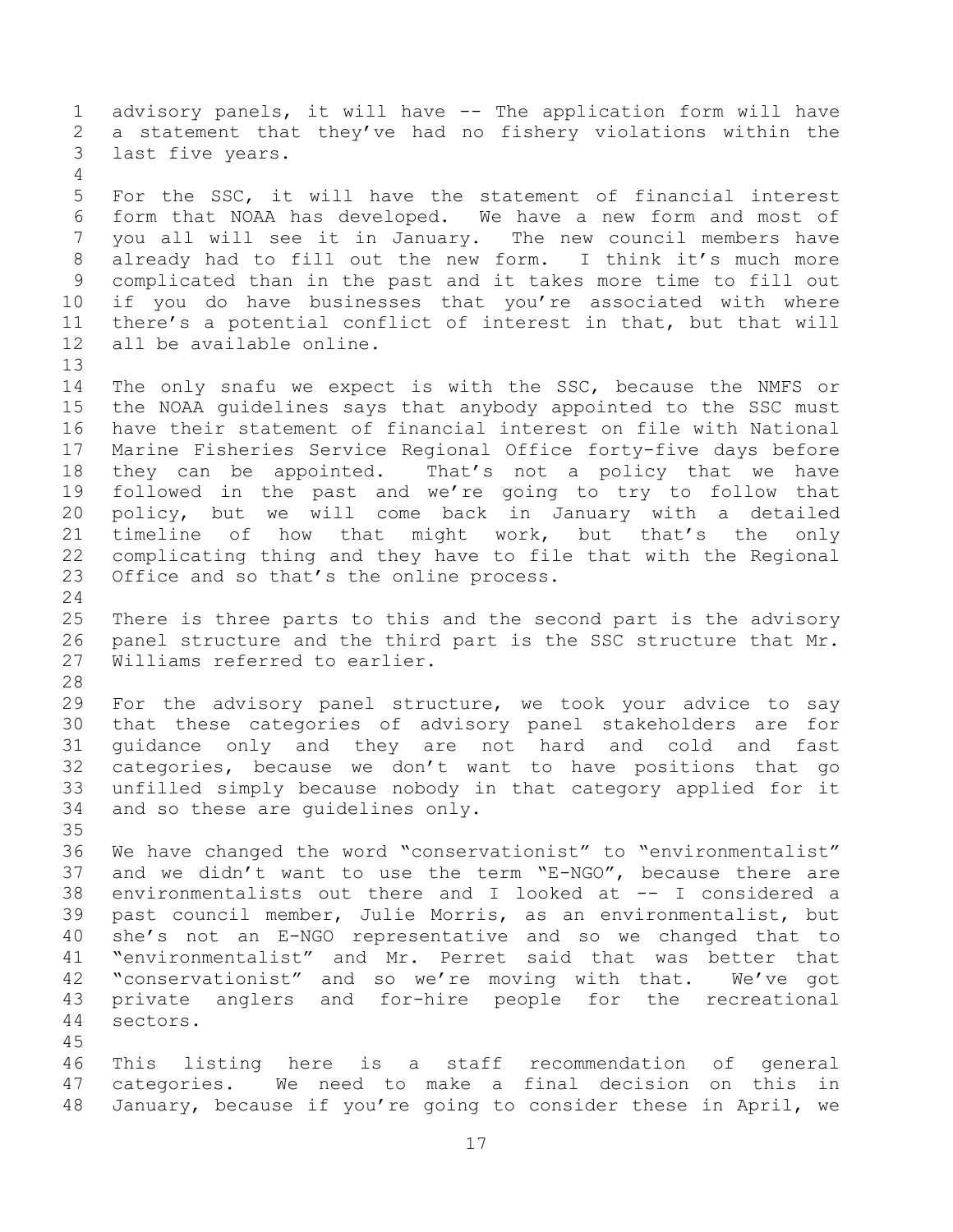advisory panels, it will have -- The application form will have a statement that they've had no fishery violations within the last five years.

For the SSC, it will have the statement of financial interest form that NOAA has developed. We have a new form and most of you all will see it in January. The new council members have already had to fill out the new form. I think it's much more complicated than in the past and it takes more time to fill out if you do have businesses that you're associated with where there's a potential conflict of interest in that, but that will all be available online.

The only snafu we expect is with the SSC, because the NMFS or the NOAA guidelines says that anybody appointed to the SSC must have their statement of financial interest on file with National Marine Fisheries Service Regional Office forty-five days before they can be appointed. That's not a policy that we have followed in the past and we're going to try to follow that policy, but we will come back in January with a detailed timeline of how that might work, but that's the only complicating thing and they have to file that with the Regional Office and so that's the online process.

There is three parts to this and the second part is the advisory panel structure and the third part is the SSC structure that Mr. Williams referred to earlier.

For the advisory panel structure, we took your advice to say that these categories of advisory panel stakeholders are for guidance only and they are not hard and cold and fast categories, because we don't want to have positions that go unfilled simply because nobody in that category applied for it and so these are guidelines only.

We have changed the word "conservationist" to "environmentalist" and we didn't want to use the term "E-NGO", because there are environmentalists out there and I looked at -- I considered a past council member, Julie Morris, as an environmentalist, but she's not an E-NGO representative and so we changed that to "environmentalist" and Mr. Perret said that was better that "conservationist" and so we're moving with that. We've got private anglers and for-hire people for the recreational sectors.

This listing here is a staff recommendation of general categories. We need to make a final decision on this in January, because if you're going to consider these in April, we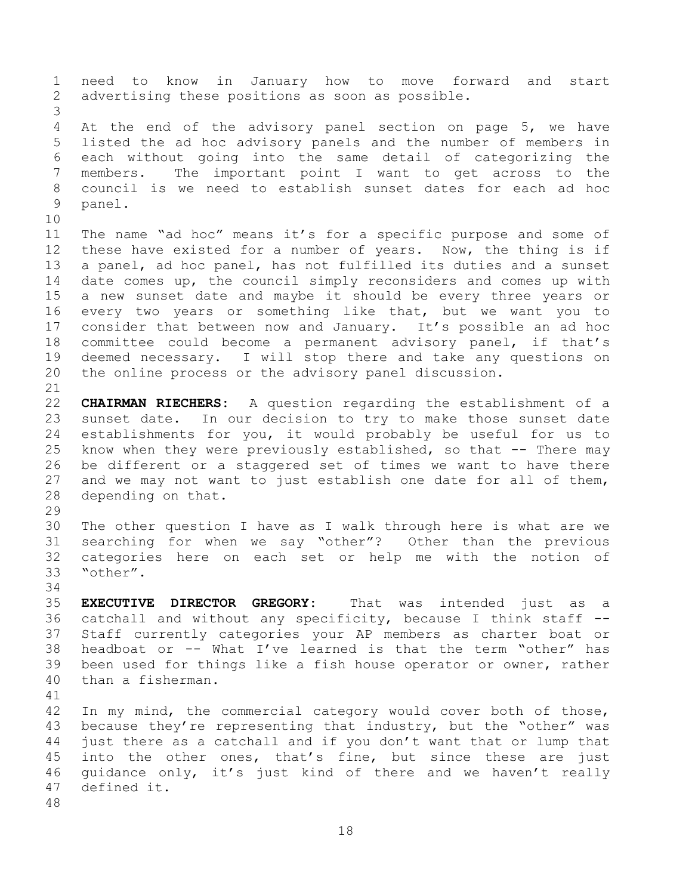need to know in January how to move forward and start advertising these positions as soon as possible.

At the end of the advisory panel section on page 5, we have listed the ad hoc advisory panels and the number of members in each without going into the same detail of categorizing the members. The important point I want to get across to the council is we need to establish sunset dates for each ad hoc panel.

The name "ad hoc" means it's for a specific purpose and some of these have existed for a number of years. Now, the thing is if a panel, ad hoc panel, has not fulfilled its duties and a sunset date comes up, the council simply reconsiders and comes up with a new sunset date and maybe it should be every three years or every two years or something like that, but we want you to consider that between now and January. It's possible an ad hoc committee could become a permanent advisory panel, if that's deemed necessary. I will stop there and take any questions on the online process or the advisory panel discussion.

**CHAIRMAN RIECHERS:** A question regarding the establishment of a sunset date. In our decision to try to make those sunset date establishments for you, it would probably be useful for us to know when they were previously established, so that -- There may be different or a staggered set of times we want to have there and we may not want to just establish one date for all of them, depending on that.

The other question I have as I walk through here is what are we searching for when we say "other"? Other than the previous categories here on each set or help me with the notion of "other".

**EXECUTIVE DIRECTOR GREGORY:** That was intended just as a catchall and without any specificity, because I think staff -- Staff currently categories your AP members as charter boat or headboat or -- What I've learned is that the term "other" has been used for things like a fish house operator or owner, rather than a fisherman.

In my mind, the commercial category would cover both of those, because they're representing that industry, but the "other" was just there as a catchall and if you don't want that or lump that into the other ones, that's fine, but since these are just guidance only, it's just kind of there and we haven't really defined it.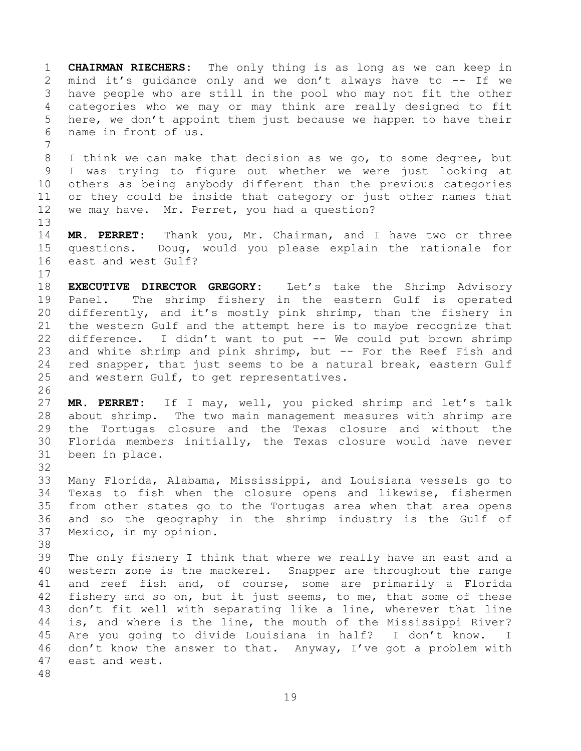**CHAIRMAN RIECHERS:** The only thing is as long as we can keep in mind it's guidance only and we don't always have to -- If we have people who are still in the pool who may not fit the other categories who we may or may think are really designed to fit here, we don't appoint them just because we happen to have their name in front of us.

I think we can make that decision as we go, to some degree, but I was trying to figure out whether we were just looking at others as being anybody different than the previous categories or they could be inside that category or just other names that we may have. Mr. Perret, you had a question?

**MR. PERRET:** Thank you, Mr. Chairman, and I have two or three questions. Doug, would you please explain the rationale for east and west Gulf?

**EXECUTIVE DIRECTOR GREGORY:** Let's take the Shrimp Advisory Panel. The shrimp fishery in the eastern Gulf is operated differently, and it's mostly pink shrimp, than the fishery in the western Gulf and the attempt here is to maybe recognize that difference. I didn't want to put -- We could put brown shrimp and white shrimp and pink shrimp, but -- For the Reef Fish and red snapper, that just seems to be a natural break, eastern Gulf and western Gulf, to get representatives.

**MR. PERRET:** If I may, well, you picked shrimp and let's talk about shrimp. The two main management measures with shrimp are the Tortugas closure and the Texas closure and without the Florida members initially, the Texas closure would have never been in place.

Many Florida, Alabama, Mississippi, and Louisiana vessels go to Texas to fish when the closure opens and likewise, fishermen from other states go to the Tortugas area when that area opens and so the geography in the shrimp industry is the Gulf of Mexico, in my opinion.

The only fishery I think that where we really have an east and a western zone is the mackerel. Snapper are throughout the range and reef fish and, of course, some are primarily a Florida fishery and so on, but it just seems, to me, that some of these don't fit well with separating like a line, wherever that line is, and where is the line, the mouth of the Mississippi River? Are you going to divide Louisiana in half? I don't know. I don't know the answer to that. Anyway, I've got a problem with east and west.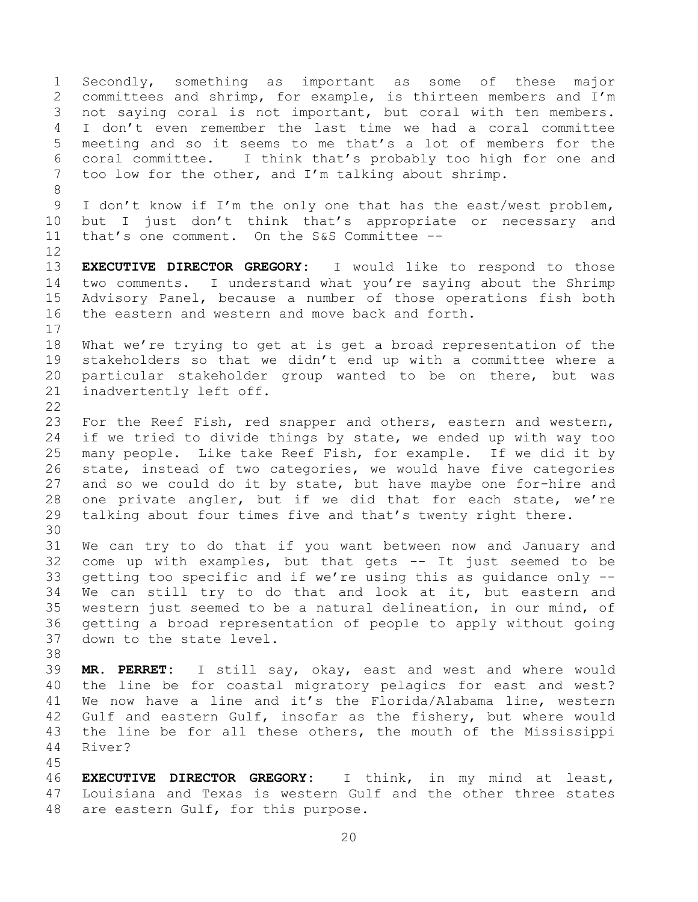Secondly, something as important as some of these major committees and shrimp, for example, is thirteen members and I'm not saying coral is not important, but coral with ten members. I don't even remember the last time we had a coral committee meeting and so it seems to me that's a lot of members for the coral committee. I think that's probably too high for one and too low for the other, and I'm talking about shrimp.

I don't know if I'm the only one that has the east/west problem, but I just don't think that's appropriate or necessary and that's one comment. On the S&S Committee --

**EXECUTIVE DIRECTOR GREGORY:** I would like to respond to those two comments. I understand what you're saying about the Shrimp Advisory Panel, because a number of those operations fish both the eastern and western and move back and forth.

What we're trying to get at is get a broad representation of the stakeholders so that we didn't end up with a committee where a particular stakeholder group wanted to be on there, but was inadvertently left off.

For the Reef Fish, red snapper and others, eastern and western, if we tried to divide things by state, we ended up with way too many people. Like take Reef Fish, for example. If we did it by state, instead of two categories, we would have five categories and so we could do it by state, but have maybe one for-hire and one private angler, but if we did that for each state, we're talking about four times five and that's twenty right there.

We can try to do that if you want between now and January and come up with examples, but that gets -- It just seemed to be getting too specific and if we're using this as guidance only -- We can still try to do that and look at it, but eastern and western just seemed to be a natural delineation, in our mind, of getting a broad representation of people to apply without going down to the state level.

**MR. PERRET:** I still say, okay, east and west and where would the line be for coastal migratory pelagics for east and west? We now have a line and it's the Florida/Alabama line, western Gulf and eastern Gulf, insofar as the fishery, but where would the line be for all these others, the mouth of the Mississippi River?

**EXECUTIVE DIRECTOR GREGORY:** I think, in my mind at least, Louisiana and Texas is western Gulf and the other three states are eastern Gulf, for this purpose.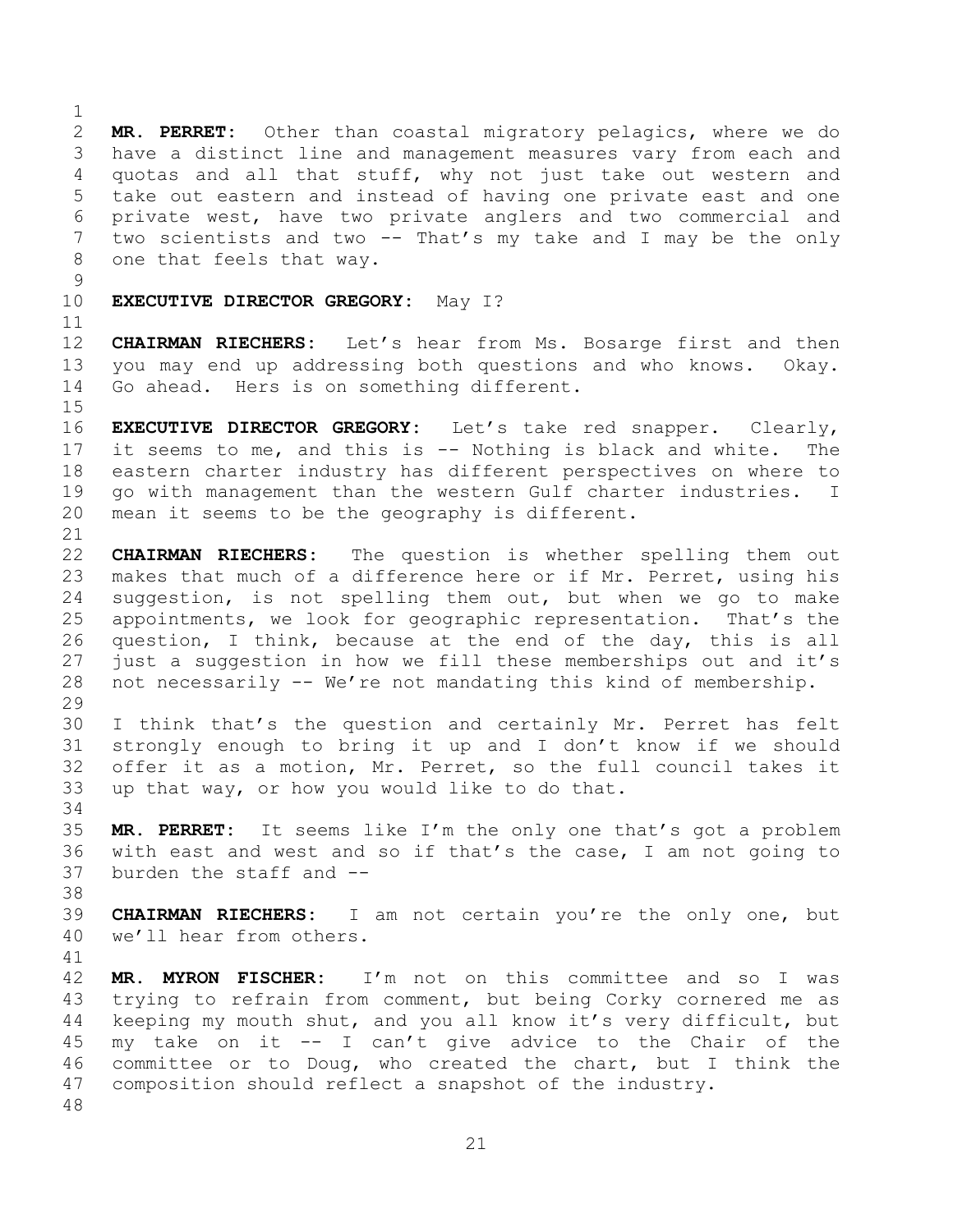**MR. PERRET:** Other than coastal migratory pelagics, where we do have a distinct line and management measures vary from each and quotas and all that stuff, why not just take out western and take out eastern and instead of having one private east and one private west, have two private anglers and two commercial and two scientists and two -- That's my take and I may be the only one that feels that way.

**EXECUTIVE DIRECTOR GREGORY:** May I?

**CHAIRMAN RIECHERS:** Let's hear from Ms. Bosarge first and then you may end up addressing both questions and who knows. Okay. Go ahead. Hers is on something different.

**EXECUTIVE DIRECTOR GREGORY:** Let's take red snapper. Clearly, it seems to me, and this is -- Nothing is black and white. The eastern charter industry has different perspectives on where to go with management than the western Gulf charter industries. I mean it seems to be the geography is different.

**CHAIRMAN RIECHERS:** The question is whether spelling them out makes that much of a difference here or if Mr. Perret, using his suggestion, is not spelling them out, but when we go to make appointments, we look for geographic representation. That's the question, I think, because at the end of the day, this is all just a suggestion in how we fill these memberships out and it's not necessarily -- We're not mandating this kind of membership.

I think that's the question and certainly Mr. Perret has felt strongly enough to bring it up and I don't know if we should offer it as a motion, Mr. Perret, so the full council takes it up that way, or how you would like to do that.

**MR. PERRET:** It seems like I'm the only one that's got a problem with east and west and so if that's the case, I am not going to burden the staff and --

**CHAIRMAN RIECHERS:** I am not certain you're the only one, but we'll hear from others.

**MR. MYRON FISCHER:** I'm not on this committee and so I was trying to refrain from comment, but being Corky cornered me as keeping my mouth shut, and you all know it's very difficult, but my take on it -- I can't give advice to the Chair of the committee or to Doug, who created the chart, but I think the composition should reflect a snapshot of the industry.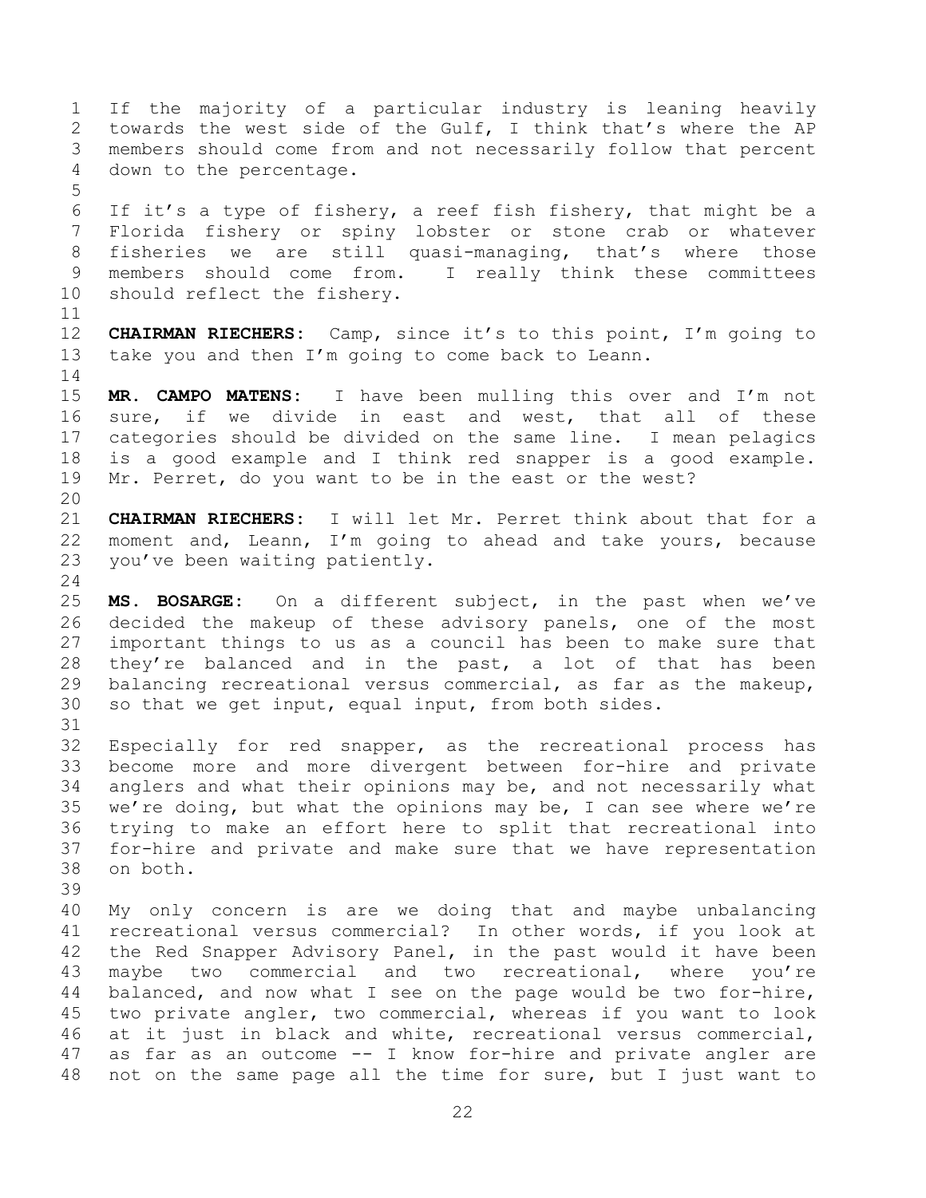If the majority of a particular industry is leaning heavily towards the west side of the Gulf, I think that's where the AP members should come from and not necessarily follow that percent down to the percentage.

If it's a type of fishery, a reef fish fishery, that might be a Florida fishery or spiny lobster or stone crab or whatever fisheries we are still quasi-managing, that's where those members should come from. I really think these committees should reflect the fishery.

**CHAIRMAN RIECHERS:** Camp, since it's to this point, I'm going to take you and then I'm going to come back to Leann.

**MR. CAMPO MATENS:** I have been mulling this over and I'm not sure, if we divide in east and west, that all of these categories should be divided on the same line. I mean pelagics is a good example and I think red snapper is a good example. Mr. Perret, do you want to be in the east or the west?

**CHAIRMAN RIECHERS:** I will let Mr. Perret think about that for a moment and, Leann, I'm going to ahead and take yours, because you've been waiting patiently.

**MS. BOSARGE:** On a different subject, in the past when we've decided the makeup of these advisory panels, one of the most important things to us as a council has been to make sure that they're balanced and in the past, a lot of that has been balancing recreational versus commercial, as far as the makeup, so that we get input, equal input, from both sides.

Especially for red snapper, as the recreational process has become more and more divergent between for-hire and private anglers and what their opinions may be, and not necessarily what we're doing, but what the opinions may be, I can see where we're trying to make an effort here to split that recreational into for-hire and private and make sure that we have representation on both.

My only concern is are we doing that and maybe unbalancing recreational versus commercial? In other words, if you look at the Red Snapper Advisory Panel, in the past would it have been maybe two commercial and two recreational, where you're balanced, and now what I see on the page would be two for-hire, two private angler, two commercial, whereas if you want to look at it just in black and white, recreational versus commercial, as far as an outcome -- I know for-hire and private angler are not on the same page all the time for sure, but I just want to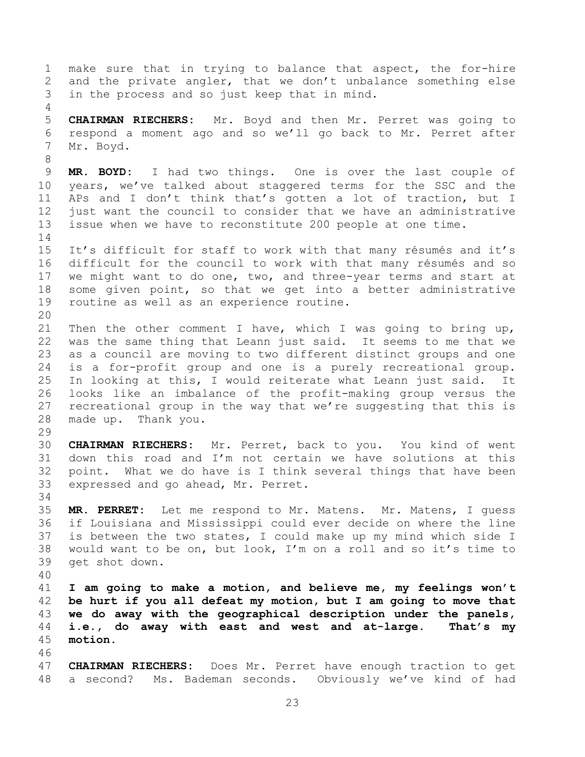make sure that in trying to balance that aspect, the for-hire and the private angler, that we don't unbalance something else in the process and so just keep that in mind.

**CHAIRMAN RIECHERS:** Mr. Boyd and then Mr. Perret was going to respond a moment ago and so we'll go back to Mr. Perret after Mr. Boyd.

**MR. BOYD:** I had two things. One is over the last couple of years, we've talked about staggered terms for the SSC and the APs and I don't think that's gotten a lot of traction, but I just want the council to consider that we have an administrative issue when we have to reconstitute 200 people at one time.

It's difficult for staff to work with that many résumés and it's difficult for the council to work with that many résumés and so we might want to do one, two, and three-year terms and start at some given point, so that we get into a better administrative routine as well as an experience routine.

Then the other comment I have, which I was going to bring up, was the same thing that Leann just said. It seems to me that we as a council are moving to two different distinct groups and one is a for-profit group and one is a purely recreational group. In looking at this, I would reiterate what Leann just said. It looks like an imbalance of the profit-making group versus the recreational group in the way that we're suggesting that this is made up. Thank you.

**CHAIRMAN RIECHERS:** Mr. Perret, back to you. You kind of went down this road and I'm not certain we have solutions at this point. What we do have is I think several things that have been expressed and go ahead, Mr. Perret.

**MR. PERRET:** Let me respond to Mr. Matens. Mr. Matens, I guess if Louisiana and Mississippi could ever decide on where the line is between the two states, I could make up my mind which side I would want to be on, but look, I'm on a roll and so it's time to get shot down.

**I am going to make a motion, and believe me, my feelings won't be hurt if you all defeat my motion, but I am going to move that we do away with the geographical description under the panels, i.e., do away with east and west and at-large. That's my motion.**

**CHAIRMAN RIECHERS:** Does Mr. Perret have enough traction to get a second? Ms. Bademan seconds. Obviously we've kind of had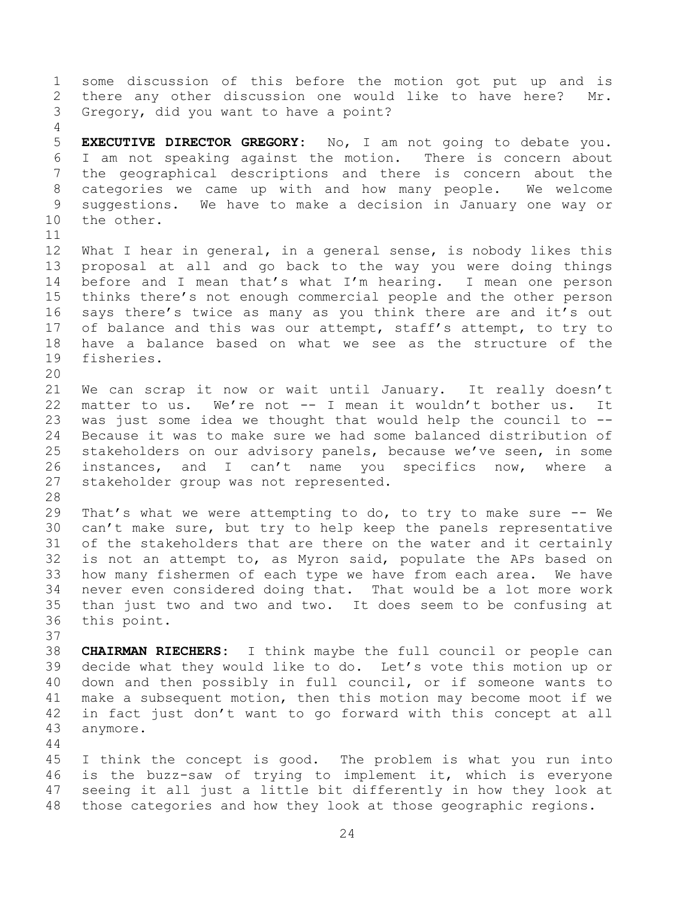some discussion of this before the motion got put up and is there any other discussion one would like to have here? Mr. Gregory, did you want to have a point?

**EXECUTIVE DIRECTOR GREGORY:** No, I am not going to debate you. I am not speaking against the motion. There is concern about the geographical descriptions and there is concern about the categories we came up with and how many people. We welcome suggestions. We have to make a decision in January one way or the other.

What I hear in general, in a general sense, is nobody likes this proposal at all and go back to the way you were doing things before and I mean that's what I'm hearing. I mean one person thinks there's not enough commercial people and the other person says there's twice as many as you think there are and it's out of balance and this was our attempt, staff's attempt, to try to have a balance based on what we see as the structure of the fisheries.

We can scrap it now or wait until January. It really doesn't matter to us. We're not -- I mean it wouldn't bother us. It was just some idea we thought that would help the council to -- Because it was to make sure we had some balanced distribution of stakeholders on our advisory panels, because we've seen, in some instances, and I can't name you specifics now, where a stakeholder group was not represented.

That's what we were attempting to do, to try to make sure -- We can't make sure, but try to help keep the panels representative of the stakeholders that are there on the water and it certainly is not an attempt to, as Myron said, populate the APs based on how many fishermen of each type we have from each area. We have never even considered doing that. That would be a lot more work than just two and two and two. It does seem to be confusing at this point.

**CHAIRMAN RIECHERS:** I think maybe the full council or people can decide what they would like to do. Let's vote this motion up or down and then possibly in full council, or if someone wants to make a subsequent motion, then this motion may become moot if we in fact just don't want to go forward with this concept at all anymore.

I think the concept is good. The problem is what you run into is the buzz-saw of trying to implement it, which is everyone seeing it all just a little bit differently in how they look at those categories and how they look at those geographic regions.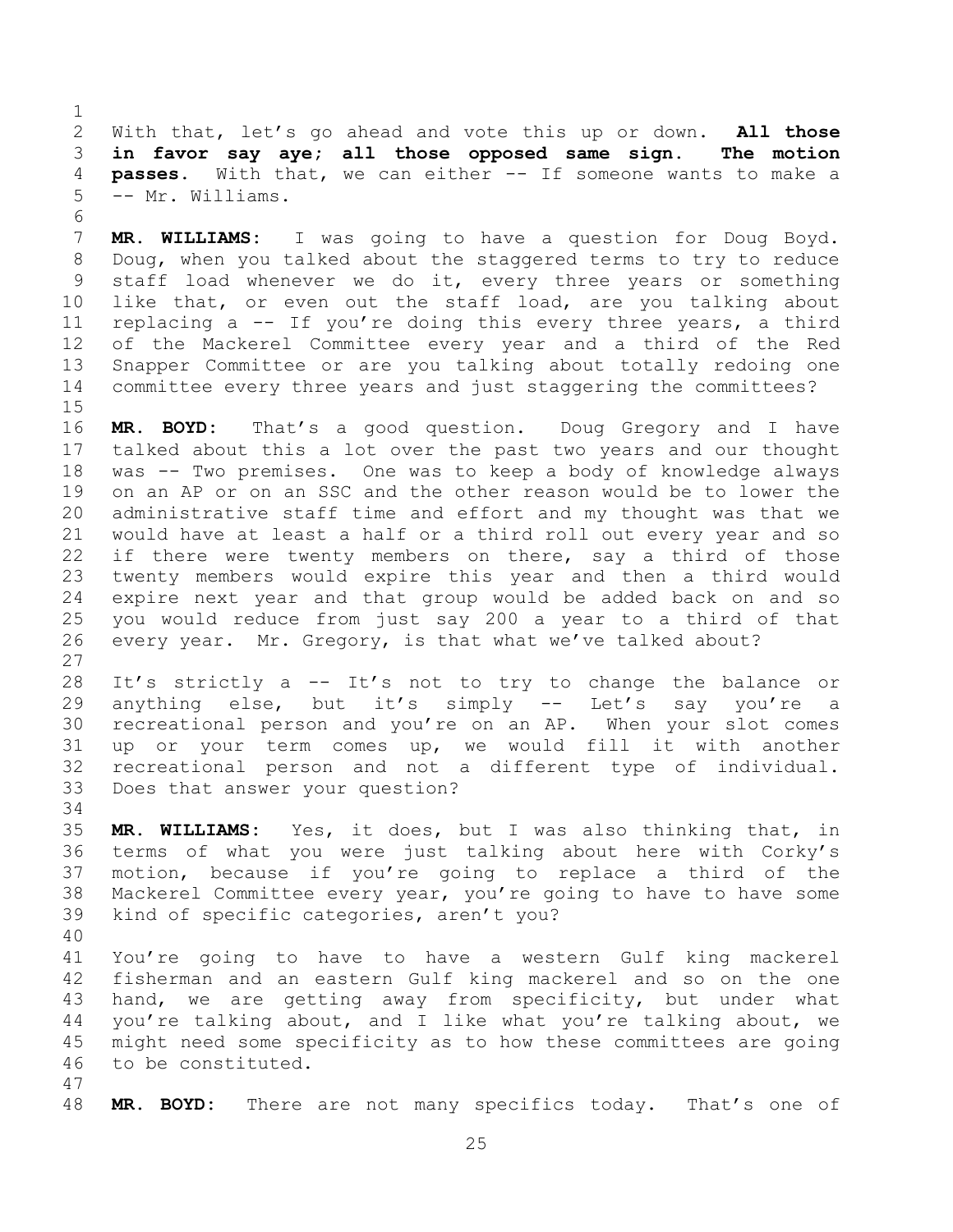With that, let's go ahead and vote this up or down. **All those in favor say aye; all those opposed same sign. The motion passes.** With that, we can either -- If someone wants to make a -- Mr. Williams.

**MR. WILLIAMS:** I was going to have a question for Doug Boyd. Doug, when you talked about the staggered terms to try to reduce staff load whenever we do it, every three years or something like that, or even out the staff load, are you talking about replacing a -- If you're doing this every three years, a third of the Mackerel Committee every year and a third of the Red Snapper Committee or are you talking about totally redoing one committee every three years and just staggering the committees?

**MR. BOYD:** That's a good question. Doug Gregory and I have talked about this a lot over the past two years and our thought was -- Two premises. One was to keep a body of knowledge always on an AP or on an SSC and the other reason would be to lower the administrative staff time and effort and my thought was that we would have at least a half or a third roll out every year and so if there were twenty members on there, say a third of those twenty members would expire this year and then a third would expire next year and that group would be added back on and so you would reduce from just say 200 a year to a third of that every year. Mr. Gregory, is that what we've talked about?

It's strictly a -- It's not to try to change the balance or anything else, but it's simply -- Let's say you're a recreational person and you're on an AP. When your slot comes up or your term comes up, we would fill it with another recreational person and not a different type of individual. Does that answer your question?

**MR. WILLIAMS:** Yes, it does, but I was also thinking that, in terms of what you were just talking about here with Corky's motion, because if you're going to replace a third of the Mackerel Committee every year, you're going to have to have some kind of specific categories, aren't you?

You're going to have to have a western Gulf king mackerel fisherman and an eastern Gulf king mackerel and so on the one hand, we are getting away from specificity, but under what you're talking about, and I like what you're talking about, we might need some specificity as to how these committees are going to be constituted.

**MR. BOYD:** There are not many specifics today. That's one of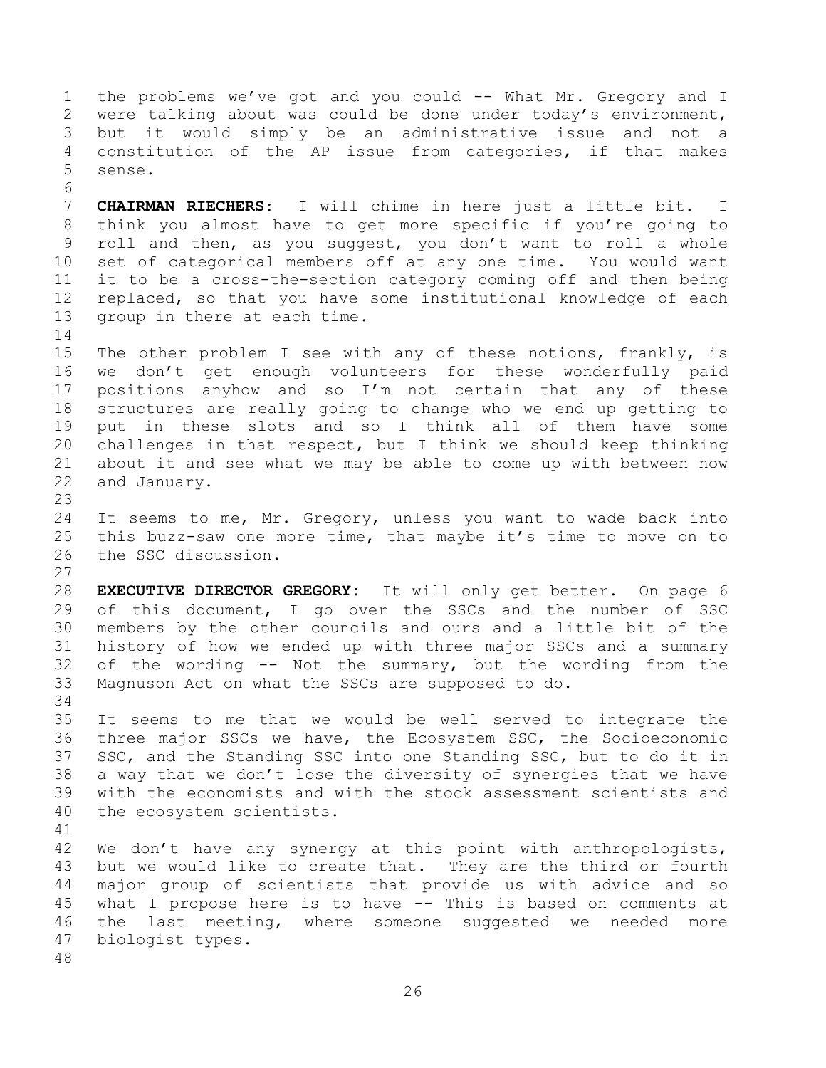the problems we've got and you could -- What Mr. Gregory and I were talking about was could be done under today's environment, but it would simply be an administrative issue and not a constitution of the AP issue from categories, if that makes sense.

**CHAIRMAN RIECHERS:** I will chime in here just a little bit. I think you almost have to get more specific if you're going to roll and then, as you suggest, you don't want to roll a whole set of categorical members off at any one time. You would want it to be a cross-the-section category coming off and then being replaced, so that you have some institutional knowledge of each group in there at each time.

The other problem I see with any of these notions, frankly, is we don't get enough volunteers for these wonderfully paid positions anyhow and so I'm not certain that any of these structures are really going to change who we end up getting to put in these slots and so I think all of them have some challenges in that respect, but I think we should keep thinking about it and see what we may be able to come up with between now and January.

It seems to me, Mr. Gregory, unless you want to wade back into this buzz-saw one more time, that maybe it's time to move on to the SSC discussion.

**EXECUTIVE DIRECTOR GREGORY:** It will only get better. On page 6 of this document, I go over the SSCs and the number of SSC members by the other councils and ours and a little bit of the history of how we ended up with three major SSCs and a summary of the wording -- Not the summary, but the wording from the Magnuson Act on what the SSCs are supposed to do.

It seems to me that we would be well served to integrate the three major SSCs we have, the Ecosystem SSC, the Socioeconomic SSC, and the Standing SSC into one Standing SSC, but to do it in a way that we don't lose the diversity of synergies that we have with the economists and with the stock assessment scientists and the ecosystem scientists.

We don't have any synergy at this point with anthropologists, but we would like to create that. They are the third or fourth major group of scientists that provide us with advice and so what I propose here is to have -- This is based on comments at the last meeting, where someone suggested we needed more biologist types.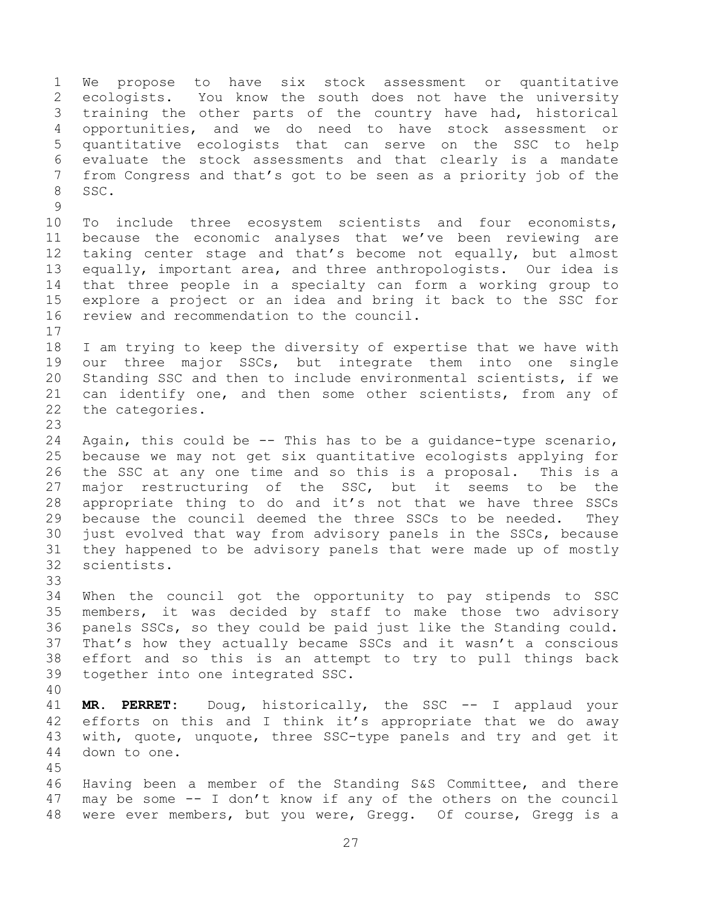We propose to have six stock assessment or quantitative ecologists. You know the south does not have the university training the other parts of the country have had, historical opportunities, and we do need to have stock assessment or quantitative ecologists that can serve on the SSC to help evaluate the stock assessments and that clearly is a mandate from Congress and that's got to be seen as a priority job of the SSC.

To include three ecosystem scientists and four economists, because the economic analyses that we've been reviewing are taking center stage and that's become not equally, but almost equally, important area, and three anthropologists. Our idea is that three people in a specialty can form a working group to explore a project or an idea and bring it back to the SSC for review and recommendation to the council.

I am trying to keep the diversity of expertise that we have with our three major SSCs, but integrate them into one single Standing SSC and then to include environmental scientists, if we can identify one, and then some other scientists, from any of the categories.

Again, this could be -- This has to be a guidance-type scenario, because we may not get six quantitative ecologists applying for the SSC at any one time and so this is a proposal. This is a major restructuring of the SSC, but it seems to be the appropriate thing to do and it's not that we have three SSCs because the council deemed the three SSCs to be needed. They just evolved that way from advisory panels in the SSCs, because they happened to be advisory panels that were made up of mostly scientists.

When the council got the opportunity to pay stipends to SSC members, it was decided by staff to make those two advisory panels SSCs, so they could be paid just like the Standing could. That's how they actually became SSCs and it wasn't a conscious effort and so this is an attempt to try to pull things back together into one integrated SSC.

**MR. PERRET:** Doug, historically, the SSC -- I applaud your efforts on this and I think it's appropriate that we do away with, quote, unquote, three SSC-type panels and try and get it down to one.

Having been a member of the Standing S&S Committee, and there may be some -- I don't know if any of the others on the council were ever members, but you were, Gregg. Of course, Gregg is a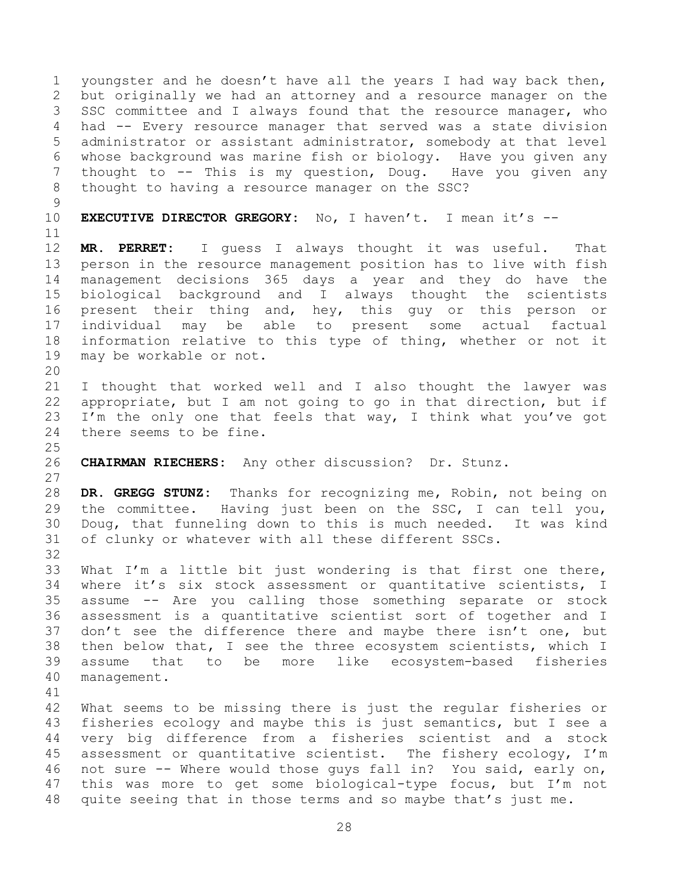youngster and he doesn't have all the years I had way back then, but originally we had an attorney and a resource manager on the SSC committee and I always found that the resource manager, who had -- Every resource manager that served was a state division administrator or assistant administrator, somebody at that level whose background was marine fish or biology. Have you given any thought to -- This is my question, Doug. Have you given any thought to having a resource manager on the SSC?

**EXECUTIVE DIRECTOR GREGORY:** No, I haven't. I mean it's --

**MR. PERRET:** I guess I always thought it was useful. That person in the resource management position has to live with fish management decisions 365 days a year and they do have the biological background and I always thought the scientists present their thing and, hey, this guy or this person or individual may be able to present some actual factual information relative to this type of thing, whether or not it may be workable or not.

I thought that worked well and I also thought the lawyer was appropriate, but I am not going to go in that direction, but if I'm the only one that feels that way, I think what you've got there seems to be fine.

**CHAIRMAN RIECHERS:** Any other discussion? Dr. Stunz.

**DR. GREGG STUNZ:** Thanks for recognizing me, Robin, not being on the committee. Having just been on the SSC, I can tell you, Doug, that funneling down to this is much needed. It was kind of clunky or whatever with all these different SSCs.

What I'm a little bit just wondering is that first one there, where it's six stock assessment or quantitative scientists, I assume -- Are you calling those something separate or stock assessment is a quantitative scientist sort of together and I don't see the difference there and maybe there isn't one, but then below that, I see the three ecosystem scientists, which I assume that to be more like ecosystem-based fisheries management.

What seems to be missing there is just the regular fisheries or fisheries ecology and maybe this is just semantics, but I see a very big difference from a fisheries scientist and a stock assessment or quantitative scientist. The fishery ecology, I'm not sure -- Where would those guys fall in? You said, early on, this was more to get some biological-type focus, but I'm not quite seeing that in those terms and so maybe that's just me.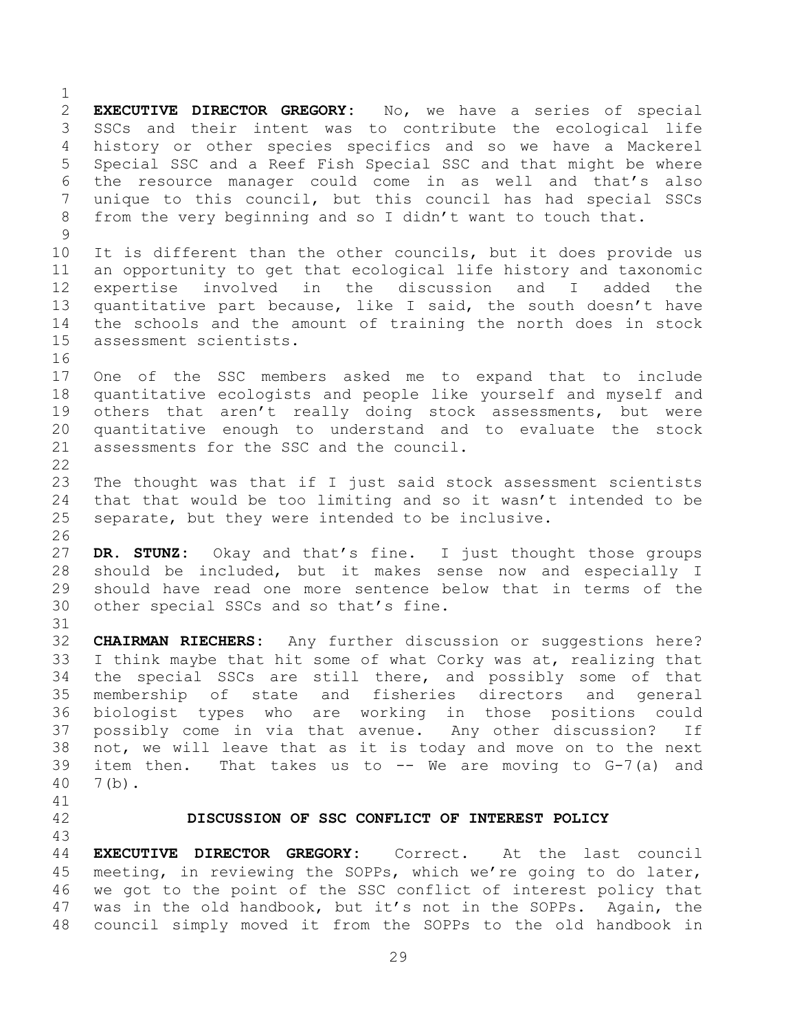**EXECUTIVE DIRECTOR GREGORY:** No, we have a series of special SSCs and their intent was to contribute the ecological life history or other species specifics and so we have a Mackerel Special SSC and a Reef Fish Special SSC and that might be where the resource manager could come in as well and that's also unique to this council, but this council has had special SSCs from the very beginning and so I didn't want to touch that.

It is different than the other councils, but it does provide us an opportunity to get that ecological life history and taxonomic expertise involved in the discussion and I added the quantitative part because, like I said, the south doesn't have the schools and the amount of training the north does in stock assessment scientists.

One of the SSC members asked me to expand that to include quantitative ecologists and people like yourself and myself and others that aren't really doing stock assessments, but were quantitative enough to understand and to evaluate the stock assessments for the SSC and the council.

The thought was that if I just said stock assessment scientists that that would be too limiting and so it wasn't intended to be separate, but they were intended to be inclusive.

**DR. STUNZ:** Okay and that's fine. I just thought those groups should be included, but it makes sense now and especially I should have read one more sentence below that in terms of the other special SSCs and so that's fine.

**CHAIRMAN RIECHERS:** Any further discussion or suggestions here? I think maybe that hit some of what Corky was at, realizing that the special SSCs are still there, and possibly some of that membership of state and fisheries directors and general biologist types who are working in those positions could possibly come in via that avenue. Any other discussion? If not, we will leave that as it is today and move on to the next item then. That takes us to -- We are moving to G-7(a) and 7(b).

## DISCUSSION OF SSC CONFLICT OF INTEREST POLICY

**EXECUTIVE DIRECTOR GREGORY:** Correct. At the last council meeting, in reviewing the SOPPs, which we're going to do later, we got to the point of the SSC conflict of interest policy that was in the old handbook, but it's not in the SOPPs. Again, the council simply moved it from the SOPPs to the old handbook in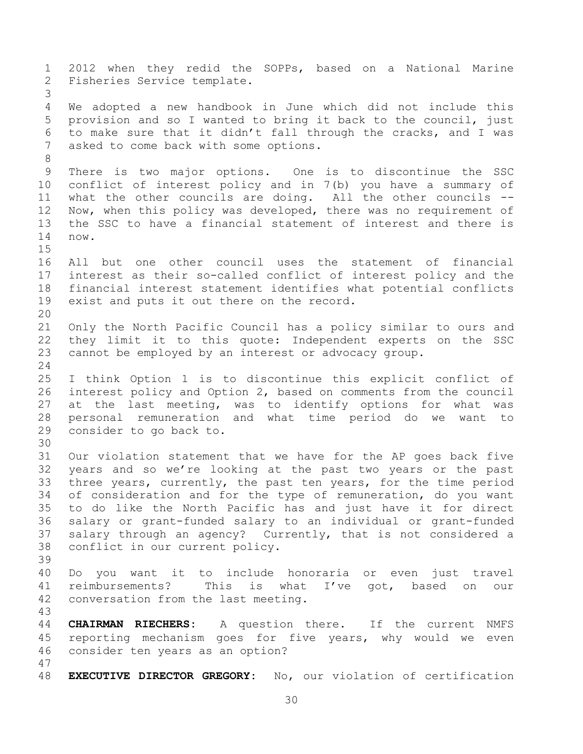2012 when they redid the SOPPs, based on a National Marine Fisheries Service template.

We adopted a new handbook in June which did not include this provision and so I wanted to bring it back to the council, just to make sure that it didn't fall through the cracks, and I was asked to come back with some options.

There is two major options. One is to discontinue the SSC conflict of interest policy and in 7(b) you have a summary of what the other councils are doing. All the other councils -- Now, when this policy was developed, there was no requirement of the SSC to have a financial statement of interest and there is now.

All but one other council uses the statement of financial interest as their so-called conflict of interest policy and the financial interest statement identifies what potential conflicts exist and puts it out there on the record.

Only the North Pacific Council has a policy similar to ours and they limit it to this quote: Independent experts on the SSC cannot be employed by an interest or advocacy group.

I think Option 1 is to discontinue this explicit conflict of interest policy and Option 2, based on comments from the council at the last meeting, was to identify options for what was personal remuneration and what time period do we want to consider to go back to.

Our violation statement that we have for the AP goes back five years and so we're looking at the past two years or the past three years, currently, the past ten years, for the time period of consideration and for the type of remuneration, do you want to do like the North Pacific has and just have it for direct salary or grant-funded salary to an individual or grant-funded salary through an agency? Currently, that is not considered a conflict in our current policy.

Do you want it to include honoraria or even just travel reimbursements? This is what I've got, based on our conversation from the last meeting.

**CHAIRMAN RIECHERS:** A question there. If the current NMFS reporting mechanism goes for five years, why would we even consider ten years as an option?

**EXECUTIVE DIRECTOR GREGORY:** No, our violation of certification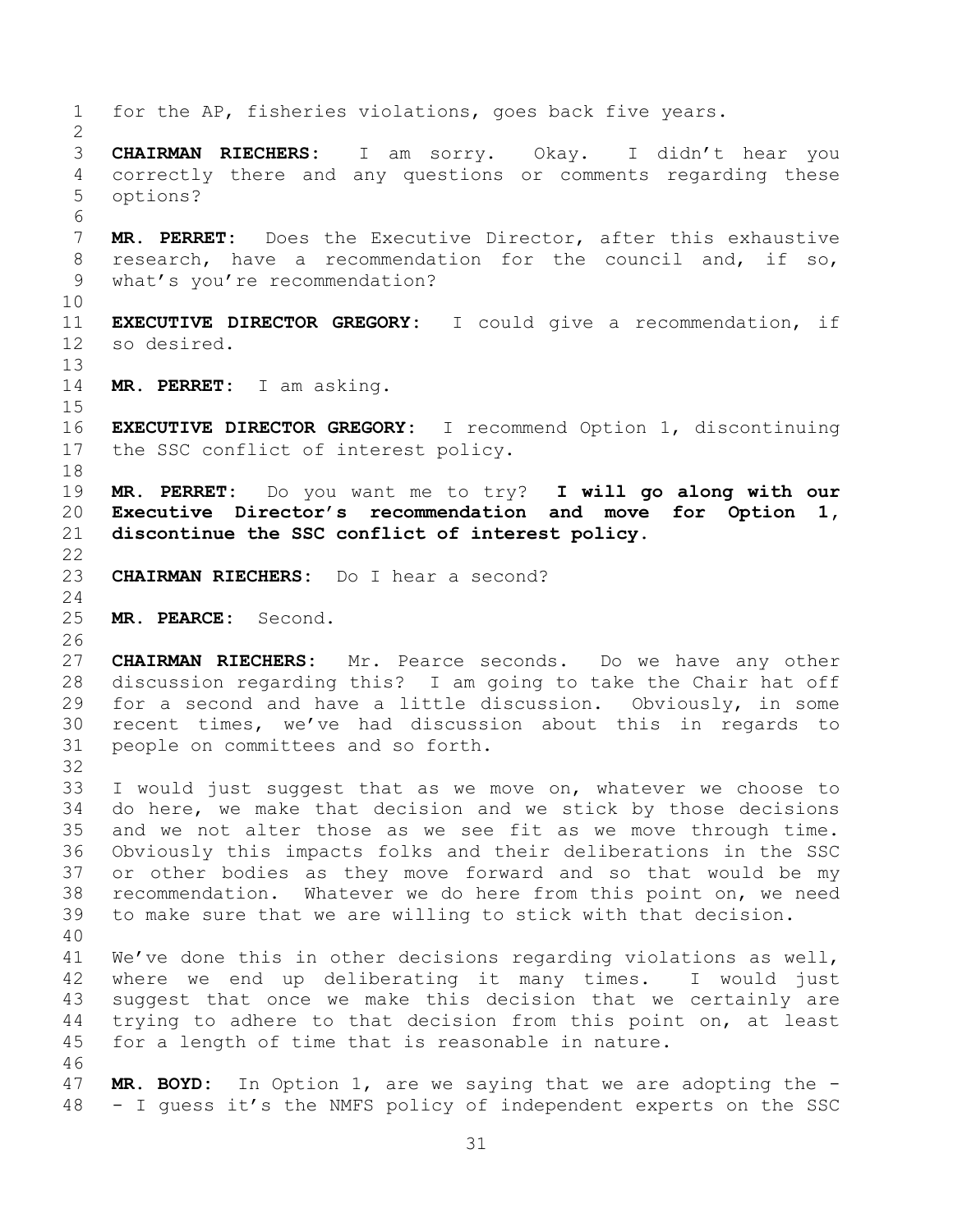for the AP, fisheries violations, goes back five years.

**CHAIRMAN RIECHERS:** I am sorry. Okay. I didn't hear you correctly there and any questions or comments regarding these options?

**MR. PERRET:** Does the Executive Director, after this exhaustive research, have a recommendation for the council and, if so, what's you're recommendation?

**EXECUTIVE DIRECTOR GREGORY:** I could give a recommendation, if so desired.

**MR. PERRET:** I am asking.

**EXECUTIVE DIRECTOR GREGORY:** I recommend Option 1, discontinuing the SSC conflict of interest policy.

**MR. PERRET:** Do you want me to try? **I will go along with our Executive Director's recommendation and move for Option 1, discontinue the SSC conflict of interest policy.**

**CHAIRMAN RIECHERS:** Do I hear a second?

**MR. PEARCE:** Second.

**CHAIRMAN RIECHERS:** Mr. Pearce seconds. Do we have any other discussion regarding this? I am going to take the Chair hat off for a second and have a little discussion. Obviously, in some recent times, we've had discussion about this in regards to people on committees and so forth.

I would just suggest that as we move on, whatever we choose to do here, we make that decision and we stick by those decisions and we not alter those as we see fit as we move through time. Obviously this impacts folks and their deliberations in the SSC or other bodies as they move forward and so that would be my recommendation. Whatever we do here from this point on, we need to make sure that we are willing to stick with that decision.

We've done this in other decisions regarding violations as well, where we end up deliberating it many times. I would just suggest that once we make this decision that we certainly are trying to adhere to that decision from this point on, at least for a length of time that is reasonable in nature.

**MR. BOYD:** In Option 1, are we saying that we are adopting the -- I guess it's the NMFS policy of independent experts on the SSC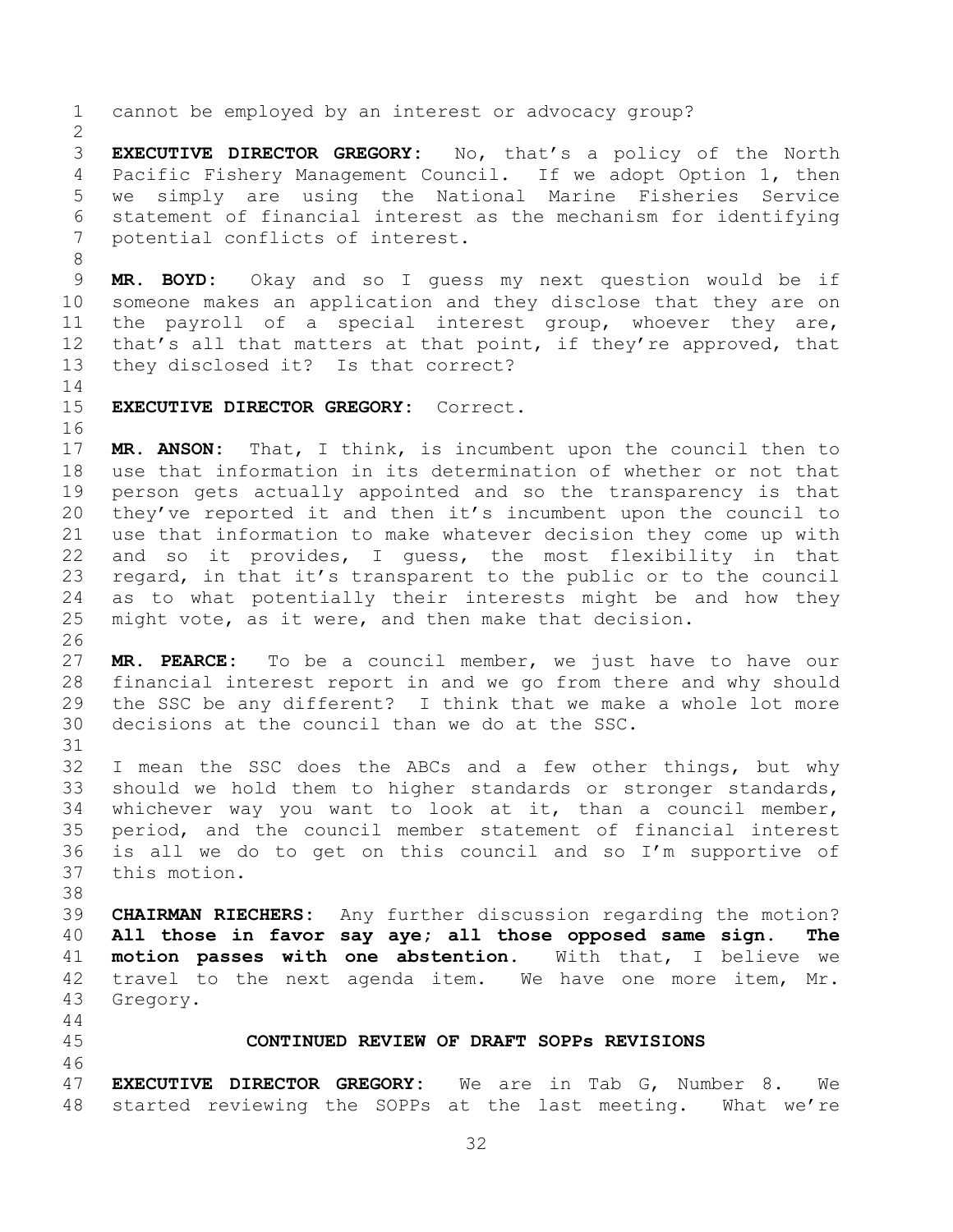cannot be employed by an interest or advocacy group?

**EXECUTIVE DIRECTOR GREGORY:** No, that's a policy of the North Pacific Fishery Management Council. If we adopt Option 1, then we simply are using the National Marine Fisheries Service statement of financial interest as the mechanism for identifying potential conflicts of interest.

**MR. BOYD:** Okay and so I guess my next question would be if someone makes an application and they disclose that they are on the payroll of a special interest group, whoever they are, that's all that matters at that point, if they're approved, that they disclosed it? Is that correct?

**EXECUTIVE DIRECTOR GREGORY:** Correct.

**MR. ANSON:** That, I think, is incumbent upon the council then to use that information in its determination of whether or not that person gets actually appointed and so the transparency is that they've reported it and then it's incumbent upon the council to use that information to make whatever decision they come up with and so it provides, I guess, the most flexibility in that regard, in that it's transparent to the public or to the council as to what potentially their interests might be and how they might vote, as it were, and then make that decision.

**MR. PEARCE:** To be a council member, we just have to have our financial interest report in and we go from there and why should the SSC be any different? I think that we make a whole lot more decisions at the council than we do at the SSC.

I mean the SSC does the ABCs and a few other things, but why should we hold them to higher standards or stronger standards, whichever way you want to look at it, than a council member, period, and the council member statement of financial interest is all we do to get on this council and so I'm supportive of this motion.

**CHAIRMAN RIECHERS:** Any further discussion regarding the motion? **All those in favor say aye; all those opposed same sign. The motion passes with one abstention.** With that, I believe we travel to the next agenda item. We have one more item, Mr. Gregory.

## CONTINUED REVIEW OF DRAFT SOPPs REVISIONS

**EXECUTIVE DIRECTOR GREGORY:** We are in Tab G, Number 8. We started reviewing the SOPPs at the last meeting. What we're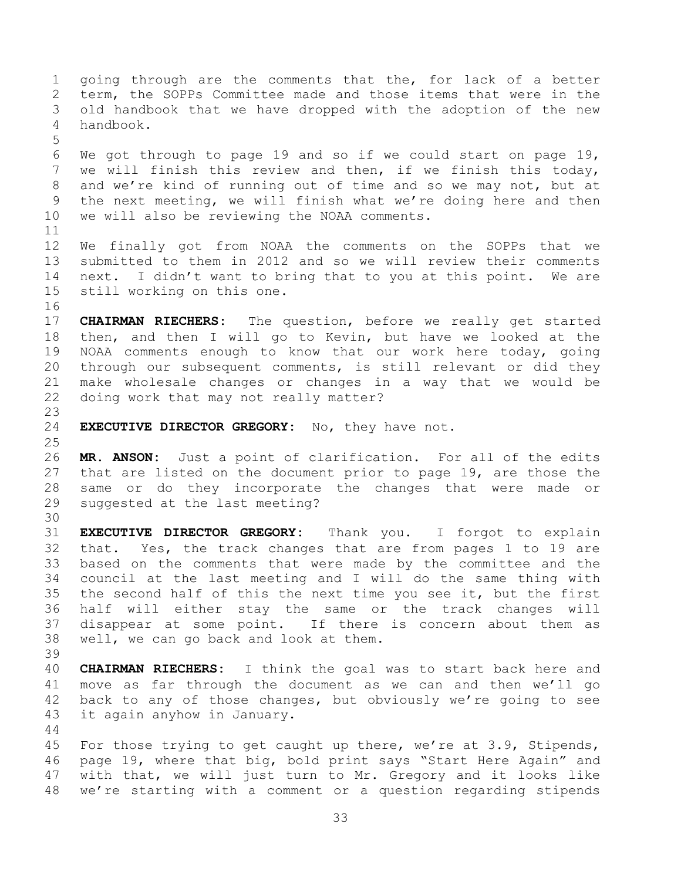going through are the comments that the, for lack of a better term, the SOPPs Committee made and those items that were in the old handbook that we have dropped with the adoption of the new handbook.

We got through to page 19 and so if we could start on page 19, we will finish this review and then, if we finish this today, and we're kind of running out of time and so we may not, but at the next meeting, we will finish what we're doing here and then we will also be reviewing the NOAA comments.

We finally got from NOAA the comments on the SOPPs that we submitted to them in 2012 and so we will review their comments next. I didn't want to bring that to you at this point. We are still working on this one.

**CHAIRMAN RIECHERS:** The question, before we really get started then, and then I will go to Kevin, but have we looked at the NOAA comments enough to know that our work here today, going through our subsequent comments, is still relevant or did they make wholesale changes or changes in a way that we would be doing work that may not really matter?

**EXECUTIVE DIRECTOR GREGORY:** No, they have not.

**MR. ANSON:** Just a point of clarification. For all of the edits that are listed on the document prior to page 19, are those the same or do they incorporate the changes that were made or suggested at the last meeting?

**EXECUTIVE DIRECTOR GREGORY:** Thank you. I forgot to explain that. Yes, the track changes that are from pages 1 to 19 are based on the comments that were made by the committee and the council at the last meeting and I will do the same thing with the second half of this the next time you see it, but the first half will either stay the same or the track changes will disappear at some point. If there is concern about them as well, we can go back and look at them.

**CHAIRMAN RIECHERS:** I think the goal was to start back here and move as far through the document as we can and then we'll go back to any of those changes, but obviously we're going to see it again anyhow in January.

For those trying to get caught up there, we're at 3.9, Stipends, page 19, where that big, bold print says "Start Here Again" and with that, we will just turn to Mr. Gregory and it looks like we're starting with a comment or a question regarding stipends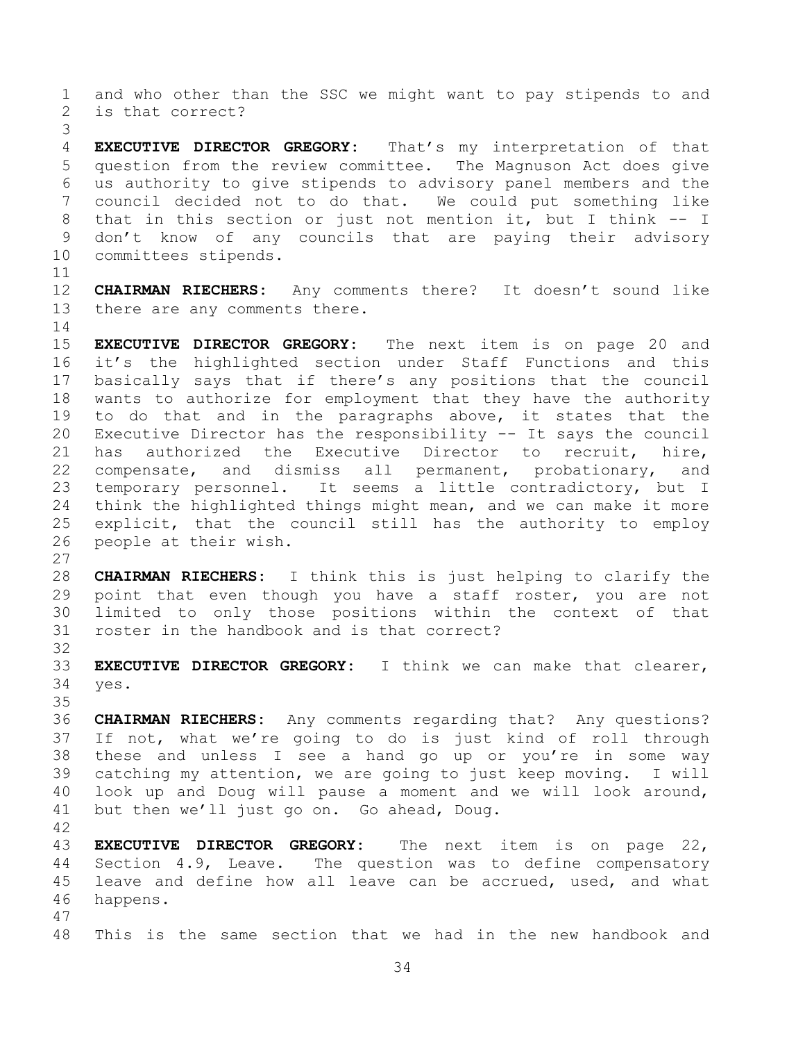and who other than the SSC we might want to pay stipends to and is that correct?

**EXECUTIVE DIRECTOR GREGORY:** That's my interpretation of that question from the review committee. The Magnuson Act does give us authority to give stipends to advisory panel members and the council decided not to do that. We could put something like that in this section or just not mention it, but I think -- I don't know of any councils that are paying their advisory committees stipends.

**CHAIRMAN RIECHERS:** Any comments there? It doesn't sound like there are any comments there.

**EXECUTIVE DIRECTOR GREGORY:** The next item is on page 20 and it's the highlighted section under Staff Functions and this basically says that if there's any positions that the council wants to authorize for employment that they have the authority to do that and in the paragraphs above, it states that the Executive Director has the responsibility -- It says the council has authorized the Executive Director to recruit, hire, compensate, and dismiss all permanent, probationary, and temporary personnel. It seems a little contradictory, but I think the highlighted things might mean, and we can make it more explicit, that the council still has the authority to employ people at their wish.

**CHAIRMAN RIECHERS:** I think this is just helping to clarify the point that even though you have a staff roster, you are not limited to only those positions within the context of that roster in the handbook and is that correct?

**EXECUTIVE DIRECTOR GREGORY:** I think we can make that clearer, yes.

**CHAIRMAN RIECHERS:** Any comments regarding that? Any questions? If not, what we're going to do is just kind of roll through these and unless I see a hand go up or you're in some way catching my attention, we are going to just keep moving. I will look up and Doug will pause a moment and we will look around, but then we'll just go on. Go ahead, Doug.

**EXECUTIVE DIRECTOR GREGORY:** The next item is on page 22, Section 4.9, Leave. The question was to define compensatory leave and define how all leave can be accrued, used, and what happens.

This is the same section that we had in the new handbook and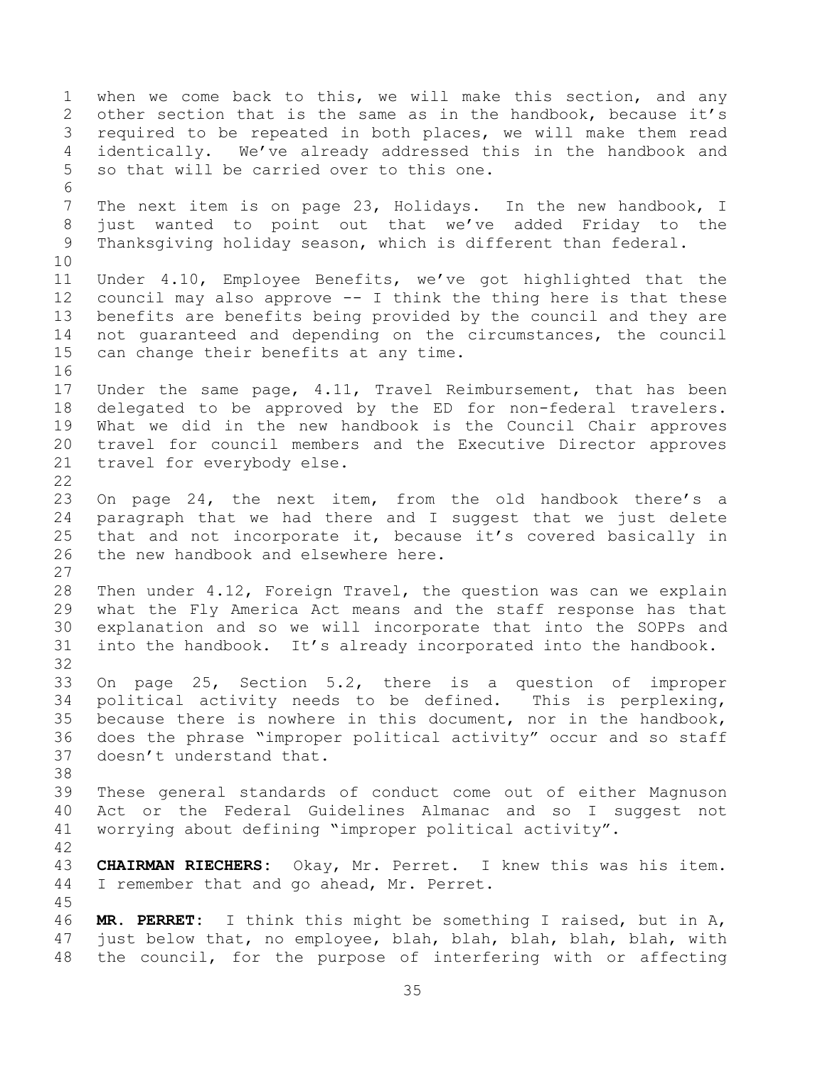when we come back to this, we will make this section, and any other section that is the same as in the handbook, because it's required to be repeated in both places, we will make them read identically. We've already addressed this in the handbook and so that will be carried over to this one.

The next item is on page 23, Holidays. In the new handbook, I just wanted to point out that we've added Friday to the Thanksgiving holiday season, which is different than federal.

Under 4.10, Employee Benefits, we've got highlighted that the council may also approve -- I think the thing here is that these benefits are benefits being provided by the council and they are not guaranteed and depending on the circumstances, the council can change their benefits at any time.

Under the same page, 4.11, Travel Reimbursement, that has been delegated to be approved by the ED for non-federal travelers. What we did in the new handbook is the Council Chair approves travel for council members and the Executive Director approves travel for everybody else.

On page 24, the next item, from the old handbook there's a paragraph that we had there and I suggest that we just delete that and not incorporate it, because it's covered basically in the new handbook and elsewhere here.

Then under 4.12, Foreign Travel, the question was can we explain what the Fly America Act means and the staff response has that explanation and so we will incorporate that into the SOPPs and into the handbook. It's already incorporated into the handbook.

On page 25, Section 5.2, there is a question of improper political activity needs to be defined. This is perplexing, because there is nowhere in this document, nor in the handbook, does the phrase "improper political activity" occur and so staff doesn't understand that.

These general standards of conduct come out of either Magnuson Act or the Federal Guidelines Almanac and so I suggest not worrying about defining "improper political activity".

**CHAIRMAN RIECHERS:** Okay, Mr. Perret. I knew this was his item. I remember that and go ahead, Mr. Perret.

**MR. PERRET:** I think this might be something I raised, but in A, just below that, no employee, blah, blah, blah, blah, blah, with the council, for the purpose of interfering with or affecting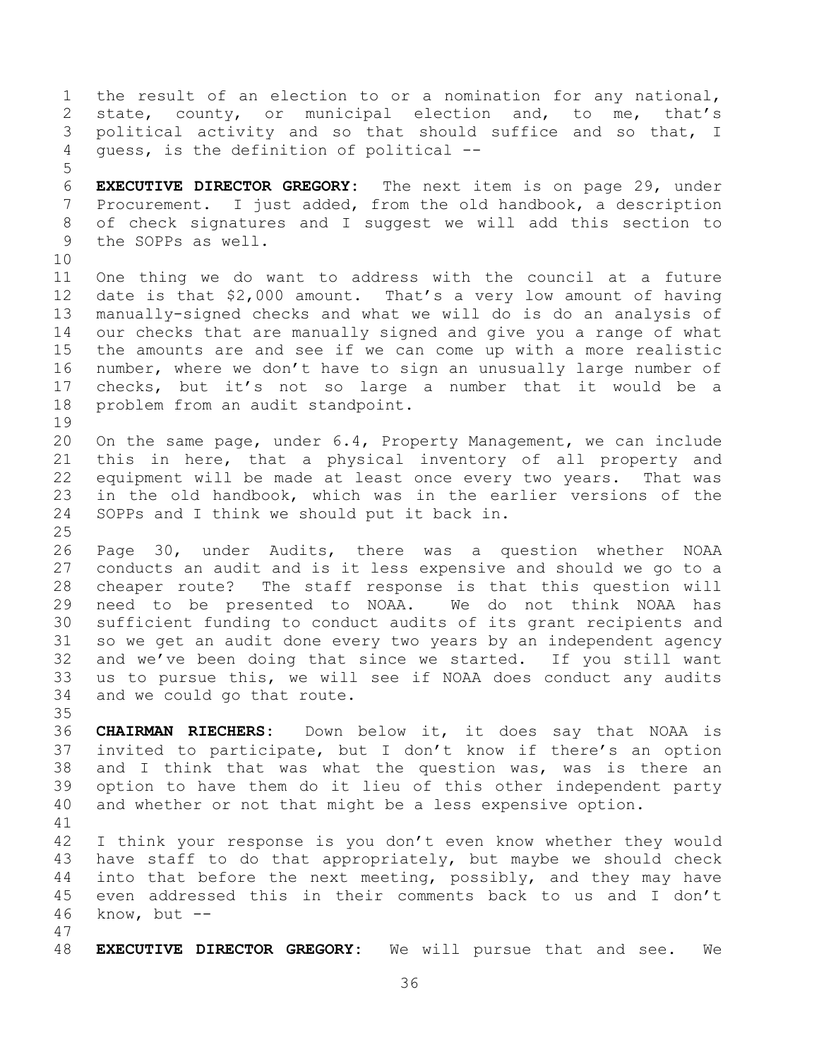the result of an election to or a nomination for any national, state, county, or municipal election and, to me, that's political activity and so that should suffice and so that, I guess, is the definition of political --

**EXECUTIVE DIRECTOR GREGORY:** The next item is on page 29, under Procurement. I just added, from the old handbook, a description of check signatures and I suggest we will add this section to the SOPPs as well.

One thing we do want to address with the council at a future date is that $2,000 amount. That's a very low amount of having manually-signed checks and what we will do is do an analysis of our checks that are manually signed and give you a range of what the amounts are and see if we can come up with a more realistic number, where we don't have to sign an unusually large number of checks, but it's not so large a number that it would be a problem from an audit standpoint.

On the same page, under 6.4, Property Management, we can include this in here, that a physical inventory of all property and equipment will be made at least once every two years. That was in the old handbook, which was in the earlier versions of the SOPPs and I think we should put it back in.

Page 30, under Audits, there was a question whether NOAA conducts an audit and is it less expensive and should we go to a cheaper route? The staff response is that this question will need to be presented to NOAA. We do not think NOAA has sufficient funding to conduct audits of its grant recipients and so we get an audit done every two years by an independent agency and we've been doing that since we started. If you still want us to pursue this, we will see if NOAA does conduct any audits and we could go that route.

**CHAIRMAN RIECHERS:** Down below it, it does say that NOAA is invited to participate, but I don't know if there's an option and I think that was what the question was, was is there an option to have them do it lieu of this other independent party and whether or not that might be a less expensive option.

I think your response is you don't even know whether they would have staff to do that appropriately, but maybe we should check into that before the next meeting, possibly, and they may have even addressed this in their comments back to us and I don't know, but --

**EXECUTIVE DIRECTOR GREGORY:** We will pursue that and see. We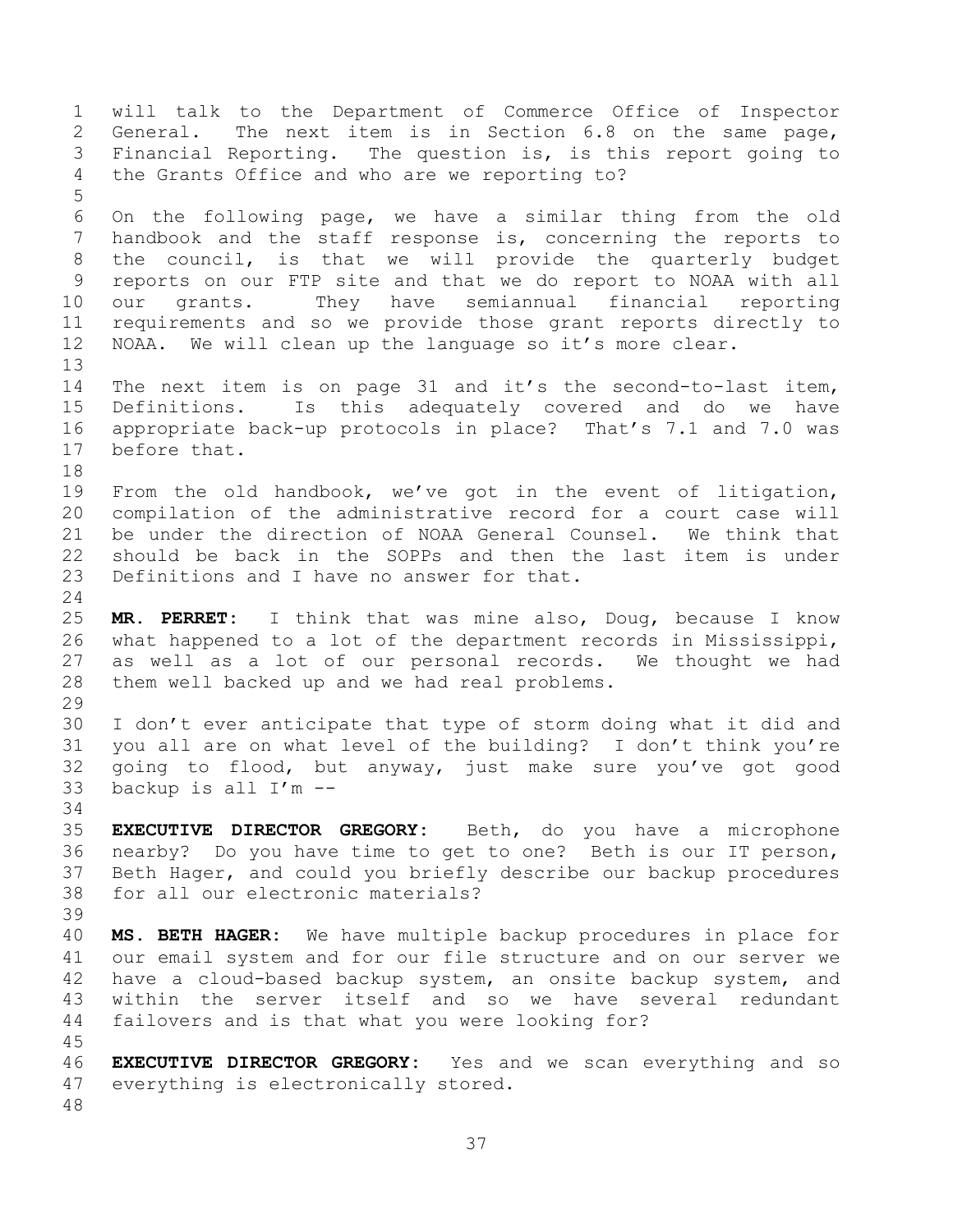will talk to the Department of Commerce Office of Inspector General. The next item is in Section 6.8 on the same page, Financial Reporting. The question is, is this report going to the Grants Office and who are we reporting to?

On the following page, we have a similar thing from the old handbook and the staff response is, concerning the reports to the council, is that we will provide the quarterly budget reports on our FTP site and that we do report to NOAA with all our grants. They have semiannual financial reporting requirements and so we provide those grant reports directly to NOAA. We will clean up the language so it's more clear.

The next item is on page 31 and it's the second-to-last item, Definitions. Is this adequately covered and do we have appropriate back-up protocols in place? That's 7.1 and 7.0 was before that.

From the old handbook, we've got in the event of litigation, compilation of the administrative record for a court case will be under the direction of NOAA General Counsel. We think that should be back in the SOPPs and then the last item is under Definitions and I have no answer for that.

**MR. PERRET:** I think that was mine also, Doug, because I know what happened to a lot of the department records in Mississippi, as well as a lot of our personal records. We thought we had them well backed up and we had real problems.

I don't ever anticipate that type of storm doing what it did and you all are on what level of the building? I don't think you're going to flood, but anyway, just make sure you've got good backup is all I'm --

**EXECUTIVE DIRECTOR GREGORY:** Beth, do you have a microphone nearby? Do you have time to get to one? Beth is our IT person, Beth Hager, and could you briefly describe our backup procedures for all our electronic materials?

**MS. BETH HAGER:** We have multiple backup procedures in place for our email system and for our file structure and on our server we have a cloud-based backup system, an onsite backup system, and within the server itself and so we have several redundant failovers and is that what you were looking for?

**EXECUTIVE DIRECTOR GREGORY:** Yes and we scan everything and so everything is electronically stored.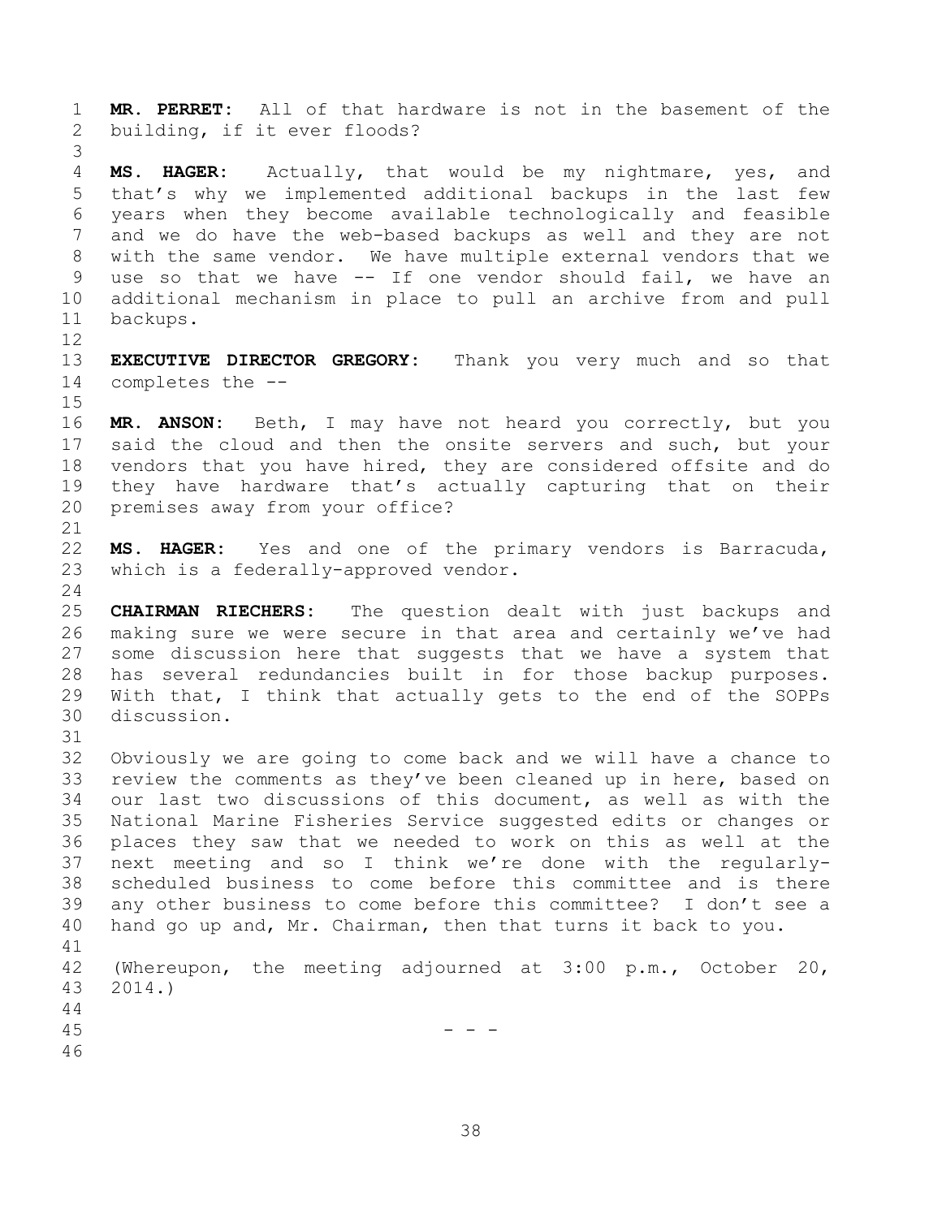**MR. PERRET:** All of that hardware is not in the basement of the building, if it ever floods?

**MS. HAGER:** Actually, that would be my nightmare, yes, and that's why we implemented additional backups in the last few years when they become available technologically and feasible and we do have the web-based backups as well and they are not with the same vendor. We have multiple external vendors that we use so that we have -- If one vendor should fail, we have an additional mechanism in place to pull an archive from and pull backups.

**EXECUTIVE DIRECTOR GREGORY:** Thank you very much and so that completes the --

**MR. ANSON:** Beth, I may have not heard you correctly, but you said the cloud and then the onsite servers and such, but your vendors that you have hired, they are considered offsite and do they have hardware that's actually capturing that on their premises away from your office?

**MS. HAGER:** Yes and one of the primary vendors is Barracuda, which is a federally-approved vendor.

**CHAIRMAN RIECHERS:** The question dealt with just backups and making sure we were secure in that area and certainly we've had some discussion here that suggests that we have a system that has several redundancies built in for those backup purposes. With that, I think that actually gets to the end of the SOPPs discussion.

Obviously we are going to come back and we will have a chance to review the comments as they've been cleaned up in here, based on our last two discussions of this document, as well as with the National Marine Fisheries Service suggested edits or changes or places they saw that we needed to work on this as well at the next meeting and so I think we're done with the regularly-scheduled business to come before this committee and is there any other business to come before this committee? I don't see a hand go up and, Mr. Chairman, then that turns it back to you.

(Whereupon, the meeting adjourned at 3:00 p.m., October 20, 2014.)

\- - -